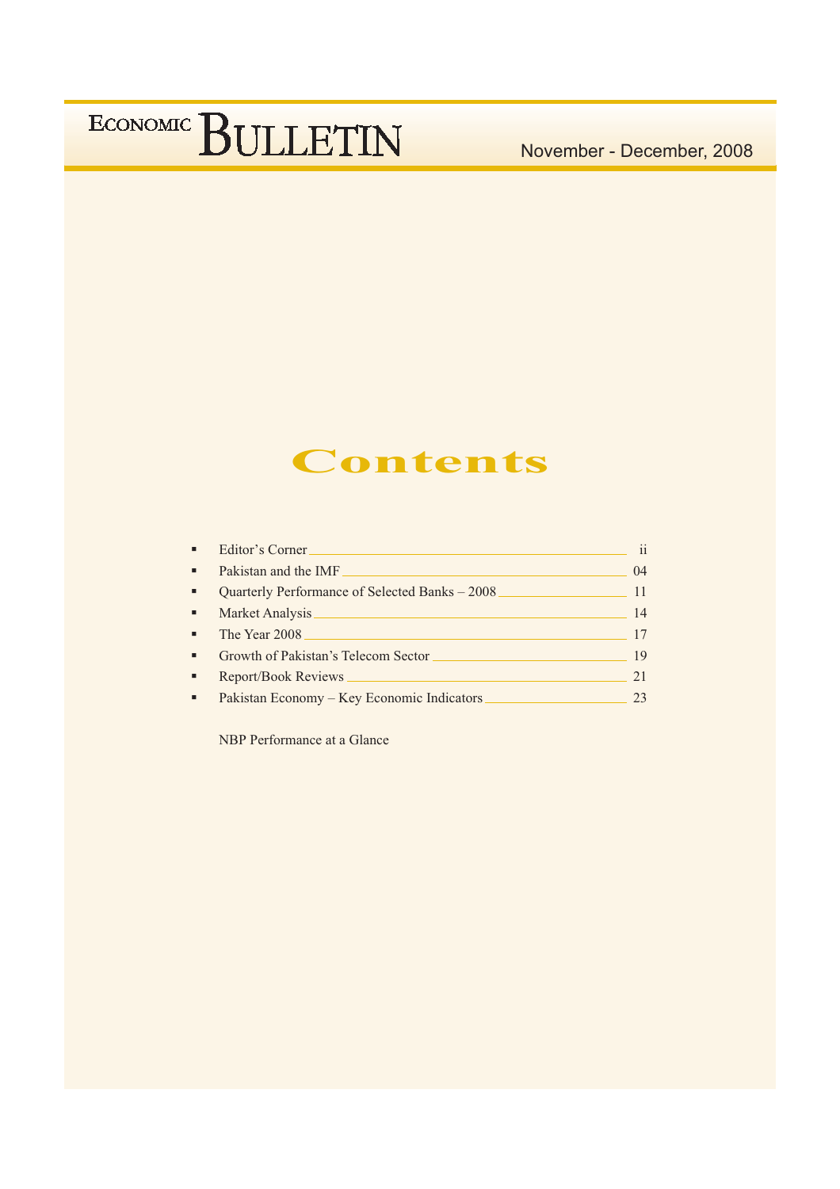# ECONOMIC BULLETIN

November - December, 2008

## Contents

- Editor's Corner ____ ii
- Pakistan and the IMF ____ 04
- Quarterly Performance of Selected Banks – 2008 ____ 11
- Market Analysis ____ 14
- The Year 2008 ____ 17
- Growth of Pakistan's Telecom Sector ____ 19
- Report/Book Reviews ____ 21
- Pakistan Economy – Key Economic Indicators ____ 23

NBP Performance at a Glance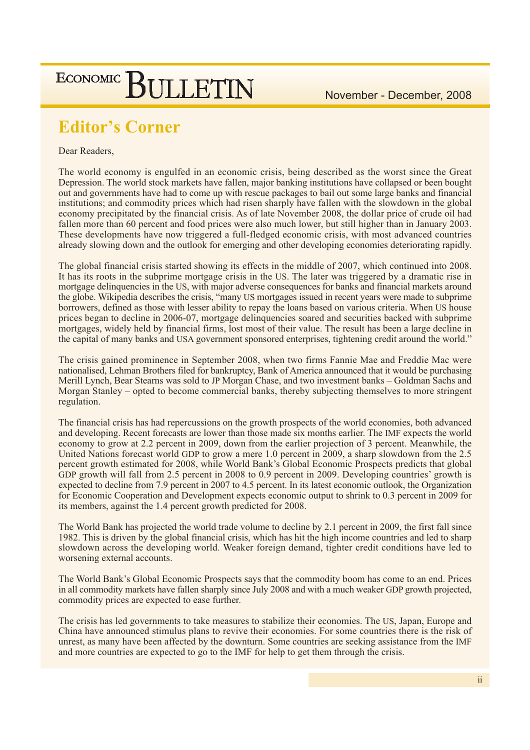## Editor's Corner

Dear Readers,

The world economy is engulfed in an economic crisis, being described as the worst since the Great Depression. The world stock markets have fallen, major banking institutions have collapsed or been bought out and governments have had to come up with rescue packages to bail out some large banks and financial institutions; and commodity prices which had risen sharply have fallen with the slowdown in the global economy precipitated by the financial crisis. As of late November 2008, the dollar price of crude oil had fallen more than 60 percent and food prices were also much lower, but still higher than in January 2003. These developments have now triggered a full-fledged economic crisis, with most advanced countries already slowing down and the outlook for emerging and other developing economies deteriorating rapidly.

The global financial crisis started showing its effects in the middle of 2007, which continued into 2008. It has its roots in the subprime mortgage crisis in the US. The later was triggered by a dramatic rise in mortgage delinquencies in the US, with major adverse consequences for banks and financial markets around the globe. Wikipedia describes the crisis, "many US mortgages issued in recent years were made to subprime borrowers, defined as those with lesser ability to repay the loans based on various criteria. When US house prices began to decline in 2006-07, mortgage delinquencies soared and securities backed with subprime mortgages, widely held by financial firms, lost most of their value. The result has been a large decline in the capital of many banks and USA government sponsored enterprises, tightening credit around the world."

The crisis gained prominence in September 2008, when two firms Fannie Mae and Freddie Mac were nationalised, Lehman Brothers filed for bankruptcy, Bank of America announced that it would be purchasing Merill Lynch, Bear Stearns was sold to JP Morgan Chase, and two investment banks – Goldman Sachs and Morgan Stanley – opted to become commercial banks, thereby subjecting themselves to more stringent regulation.

The financial crisis has had repercussions on the growth prospects of the world economies, both advanced and developing. Recent forecasts are lower than those made six months earlier. The IMF expects the world economy to grow at 2.2 percent in 2009, down from the earlier projection of 3 percent. Meanwhile, the United Nations forecast world GDP to grow a mere 1.0 percent in 2009, a sharp slowdown from the 2.5 percent growth estimated for 2008, while World Bank's Global Economic Prospects predicts that global GDP growth will fall from 2.5 percent in 2008 to 0.9 percent in 2009. Developing countries' growth is expected to decline from 7.9 percent in 2007 to 4.5 percent. In its latest economic outlook, the Organization for Economic Cooperation and Development expects economic output to shrink to 0.3 percent in 2009 for its members, against the 1.4 percent growth predicted for 2008.

The World Bank has projected the world trade volume to decline by 2.1 percent in 2009, the first fall since 1982. This is driven by the global financial crisis, which has hit the high income countries and led to sharp slowdown across the developing world. Weaker foreign demand, tighter credit conditions have led to worsening external accounts.

The World Bank's Global Economic Prospects says that the commodity boom has come to an end. Prices in all commodity markets have fallen sharply since July 2008 and with a much weaker GDP growth projected, commodity prices are expected to ease further.

The crisis has led governments to take measures to stabilize their economies. The US, Japan, Europe and China have announced stimulus plans to revive their economies. For some countries there is the risk of unrest, as many have been affected by the downturn. Some countries are seeking assistance from the IMF and more countries are expected to go to the IMF for help to get them through the crisis.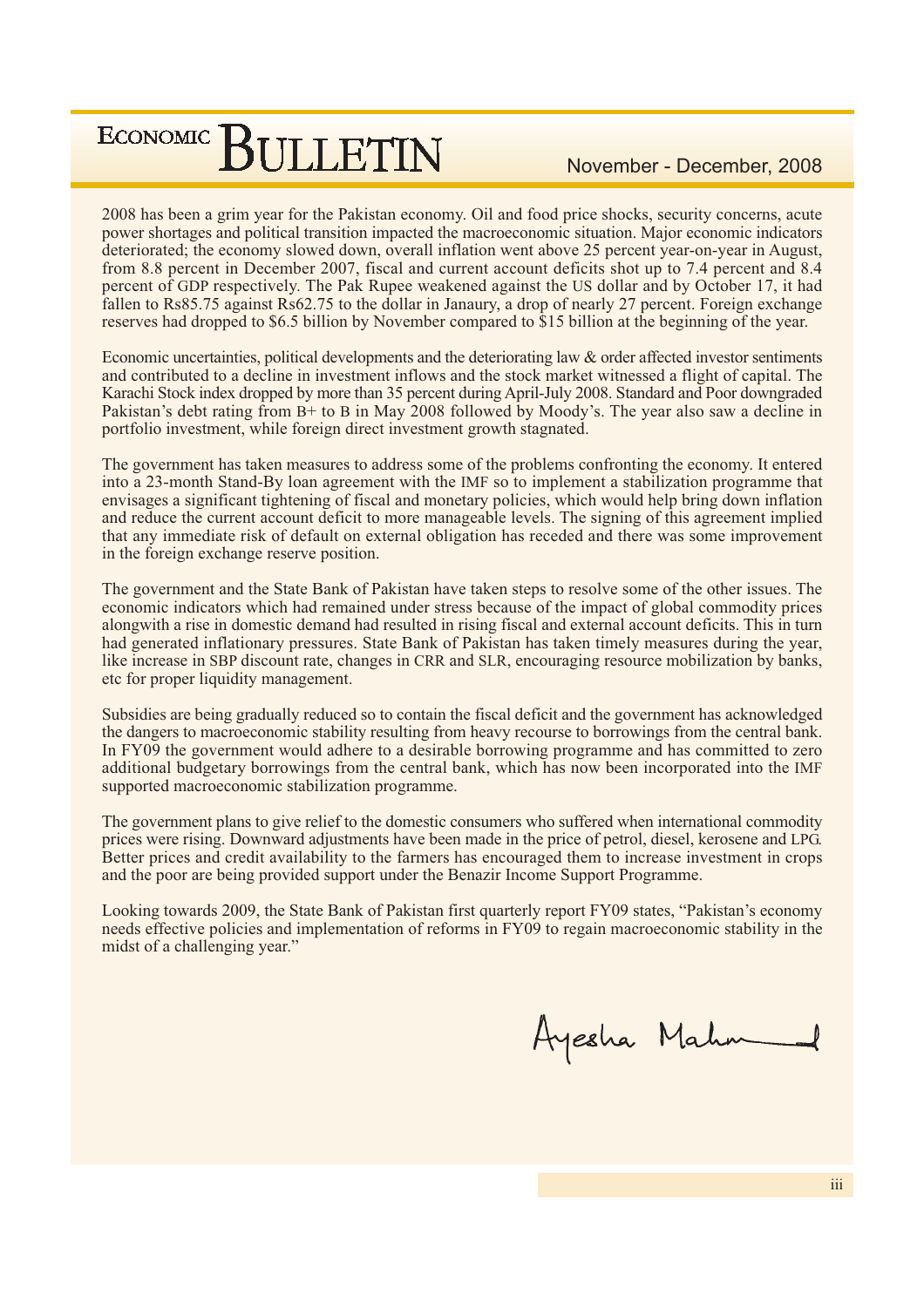2008 has been a grim year for the Pakistan economy. Oil and food price shocks, security concerns, acute power shortages and political transition impacted the macroeconomic situation. Major economic indicators deteriorated; the economy slowed down, overall inflation went above 25 percent year-on-year in August, from 8.8 percent in December 2007, fiscal and current account deficits shot up to 7.4 percent and 8.4 percent of GDP respectively. The Pak Rupee weakened against the US dollar and by October 17, it had fallen to Rs85.75 against Rs62.75 to the dollar in Janaury, a drop of nearly 27 percent. Foreign exchange reserves had dropped to $6.5 billion by November compared to $15 billion at the beginning of the year.

Economic uncertainties, political developments and the deteriorating law & order affected investor sentiments and contributed to a decline in investment inflows and the stock market witnessed a flight of capital. The Karachi Stock index dropped by more than 35 percent during April-July 2008. Standard and Poor downgraded Pakistan's debt rating from B+ to B in May 2008 followed by Moody's. The year also saw a decline in portfolio investment, while foreign direct investment growth stagnated.

The government has taken measures to address some of the problems confronting the economy. It entered into a 23-month Stand-By loan agreement with the IMF so to implement a stabilization programme that envisages a significant tightening of fiscal and monetary policies, which would help bring down inflation and reduce the current account deficit to more manageable levels. The signing of this agreement implied that any immediate risk of default on external obligation has receded and there was some improvement in the foreign exchange reserve position.

The government and the State Bank of Pakistan have taken steps to resolve some of the other issues. The economic indicators which had remained under stress because of the impact of global commodity prices alongwith a rise in domestic demand had resulted in rising fiscal and external account deficits. This in turn had generated inflationary pressures. State Bank of Pakistan has taken timely measures during the year, like increase in SBP discount rate, changes in CRR and SLR, encouraging resource mobilization by banks, etc for proper liquidity management.

Subsidies are being gradually reduced so to contain the fiscal deficit and the government has acknowledged the dangers to macroeconomic stability resulting from heavy recourse to borrowings from the central bank. In FY09 the government would adhere to a desirable borrowing programme and has committed to zero additional budgetary borrowings from the central bank, which has now been incorporated into the IMF supported macroeconomic stabilization programme.

The government plans to give relief to the domestic consumers who suffered when international commodity prices were rising. Downward adjustments have been made in the price of petrol, diesel, kerosene and LPG. Better prices and credit availability to the farmers has encouraged them to increase investment in crops and the poor are being provided support under the Benazir Income Support Programme.

Looking towards 2009, the State Bank of Pakistan first quarterly report FY09 states, "Pakistan's economy needs effective policies and implementation of reforms in FY09 to regain macroeconomic stability in the midst of a challenging year."

Ayesha Mahmud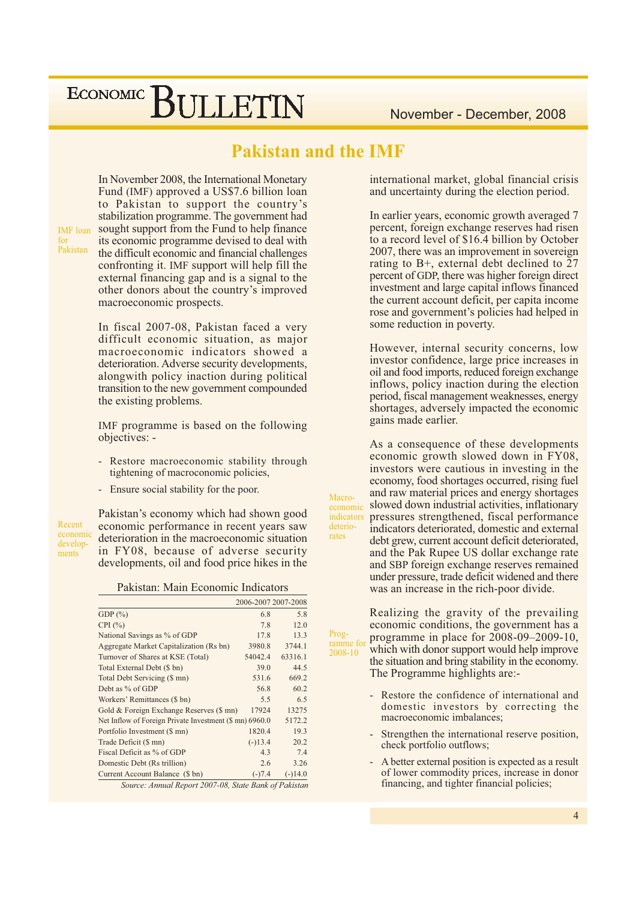# Pakistan and the IMF

IMF loan for Pakistan

In November 2008, the International Monetary Fund (IMF) approved a US$7.6 billion loan to Pakistan to support the country's stabilization programme. The government had sought support from the Fund to help finance its economic programme devised to deal with the difficult economic and financial challenges confronting it. IMF support will help fill the external financing gap and is a signal to the other donors about the country's improved macroeconomic prospects.

In fiscal 2007-08, Pakistan faced a very difficult economic situation, as major macroeconomic indicators showed a deterioration. Adverse security developments, alongwith policy inaction during political transition to the new government compounded the existing problems.

IMF programme is based on the following objectives: -

- Restore macroeconomic stability through tightening of macroeconomic policies,
- Ensure social stability for the poor.

Recent economic developments

Pakistan's economy which had shown good economic performance in recent years saw deterioration in the macroeconomic situation in FY08, because of adverse security developments, oil and food price hikes in the international market, global financial crisis and uncertainty during the election period.

Pakistan: Main Economic Indicators

| | 2006-2007 | 2007-2008 |
|---|---|---|
| GDP (%) | 6.8 | 5.8 |
| CPI (%) | 7.8 | 12.0 |
| National Savings as % of GDP | 17.8 | 13.3 |
| Aggregate Market Capitalization (Rs bn) | 3980.8 | 3744.1 |
| Turnover of Shares at KSE (Total) | 54042.4 | 63316.1 |
| Total External Debt ($ bn) | 39.0 | 44.5 |
| Total Debt Servicing ($ mn) | 531.6 | 669.2 |
| Debt as % of GDP | 56.8 | 60.2 |
| Workers' Remittances ($ bn) | 5.5 | 6.5 |
| Gold & Foreign Exchange Reserves ($ mn) | 17924 | 13275 |
| Net Inflow of Foreign Private Investment ($ mn) | 6960.0 | 5172.2 |
| Portfolio Investment ($ mn) | 1820.4 | 19.3 |
| Trade Deficit ($ mn) | (-)13.4 | 20.2 |
| Fiscal Deficit as % of GDP | 4.3 | 7.4 |
| Domestic Debt (Rs trillion) | 2.6 | 3.26 |
| Current Account Balance ($ bn) | (-)7.4 | (-)14.0 |

*Source: Annual Report 2007-08, State Bank of Pakistan*

In earlier years, economic growth averaged 7 percent, foreign exchange reserves had risen to a record level of $16.4 billion by October 2007, there was an improvement in sovereign rating to B+, external debt declined to 27 percent of GDP, there was higher foreign direct investment and large capital inflows financed the current account deficit, per capita income rose and government's policies had helped in some reduction in poverty.

However, internal security concerns, low investor confidence, large price increases in oil and food imports, reduced foreign exchange inflows, policy inaction during the election period, fiscal management weaknesses, energy shortages, adversely impacted the economic gains made earlier.

Macro-economic indicators deteriorates

As a consequence of these developments economic growth slowed down in FY08, investors were cautious in investing in the economy, food shortages occurred, rising fuel and raw material prices and energy shortages slowed down industrial activities, inflationary pressures strengthened, fiscal performance indicators deteriorated, domestic and external debt grew, current account deficit deteriorated, and the Pak Rupee US dollar exchange rate and SBP foreign exchange reserves remained under pressure, trade deficit widened and there was an increase in the rich-poor divide.

Programme for 2008-10

Realizing the gravity of the prevailing economic conditions, the government has a programme in place for 2008-09–2009-10, which with donor support would help improve the situation and bring stability in the economy. The Programme highlights are:-

- Restore the confidence of international and domestic investors by correcting the macroeconomic imbalances;
- Strengthen the international reserve position, check portfolio outflows;
- A better external position is expected as a result of lower commodity prices, increase in donor financing, and tighter financial policies;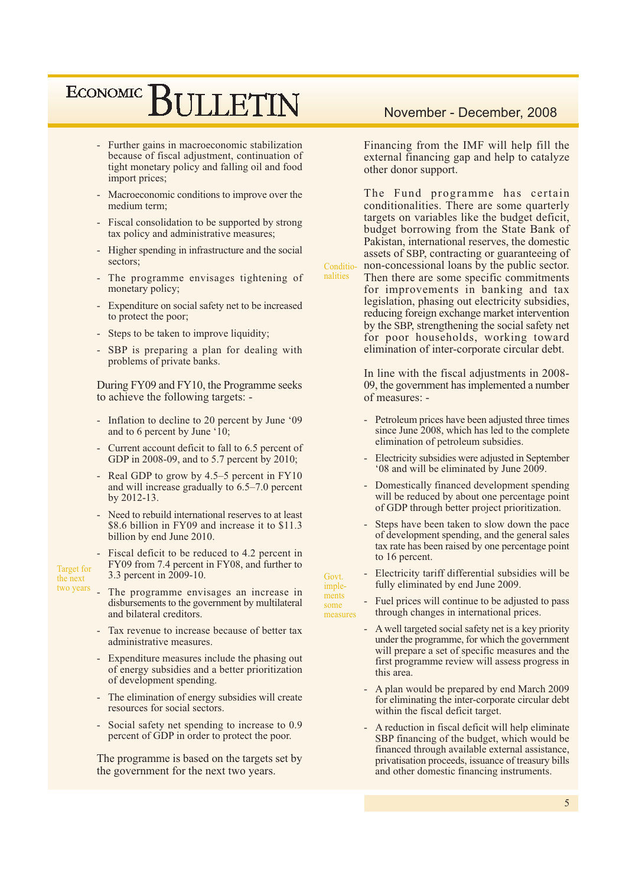- Further gains in macroeconomic stabilization because of fiscal adjustment, continuation of tight monetary policy and falling oil and food import prices;
- Macroeconomic conditions to improve over the medium term;
- Fiscal consolidation to be supported by strong tax policy and administrative measures;
- Higher spending in infrastructure and the social sectors;
- The programme envisages tightening of monetary policy;
- Expenditure on social safety net to be increased to protect the poor;
- Steps to be taken to improve liquidity;
- SBP is preparing a plan for dealing with problems of private banks.

During FY09 and FY10, the Programme seeks to achieve the following targets: -

*Target for the next two years*

- Inflation to decline to 20 percent by June '09 and to 6 percent by June '10;
- Current account deficit to fall to 6.5 percent of GDP in 2008-09, and to 5.7 percent by 2010;
- Real GDP to grow by 4.5–5 percent in FY10 and will increase gradually to 6.5–7.0 percent by 2012-13.
- Need to rebuild international reserves to at least $8.6 billion in FY09 and increase it to $11.3 billion by end June 2010.
- Fiscal deficit to be reduced to 4.2 percent in FY09 from 7.4 percent in FY08, and further to 3.3 percent in 2009-10.
- The programme envisages an increase in disbursements to the government by multilateral and bilateral creditors.
- Tax revenue to increase because of better tax administrative measures.
- Expenditure measures include the phasing out of energy subsidies and a better prioritization of development spending.
- The elimination of energy subsidies will create resources for social sectors.
- Social safety net spending to increase to 0.9 percent of GDP in order to protect the poor.

The programme is based on the targets set by the government for the next two years.

Financing from the IMF will help fill the external financing gap and help to catalyze other donor support.

*Conditionalities*

The Fund programme has certain conditionalities. There are some quarterly targets on variables like the budget deficit, budget borrowing from the State Bank of Pakistan, international reserves, the domestic assets of SBP, contracting or guaranteeing of non-concessional loans by the public sector. Then there are some specific commitments for improvements in banking and tax legislation, phasing out electricity subsidies, reducing foreign exchange market intervention by the SBP, strengthening the social safety net for poor households, working toward elimination of inter-corporate circular debt.

In line with the fiscal adjustments in 2008-09, the government has implemented a number of measures: -

*Govt. implements some measures*

- Petroleum prices have been adjusted three times since June 2008, which has led to the complete elimination of petroleum subsidies.
- Electricity subsidies were adjusted in September '08 and will be eliminated by June 2009.
- Domestically financed development spending will be reduced by about one percentage point of GDP through better project prioritization.
- Steps have been taken to slow down the pace of development spending, and the general sales tax rate has been raised by one percentage point to 16 percent.
- Electricity tariff differential subsidies will be fully eliminated by end June 2009.
- Fuel prices will continue to be adjusted to pass through changes in international prices.
- A well targeted social safety net is a key priority under the programme, for which the government will prepare a set of specific measures and the first programme review will assess progress in this area.
- A plan would be prepared by end March 2009 for eliminating the inter-corporate circular debt within the fiscal deficit target.
- A reduction in fiscal deficit will help eliminate SBP financing of the budget, which would be financed through available external assistance, privatisation proceeds, issuance of treasury bills and other domestic financing instruments.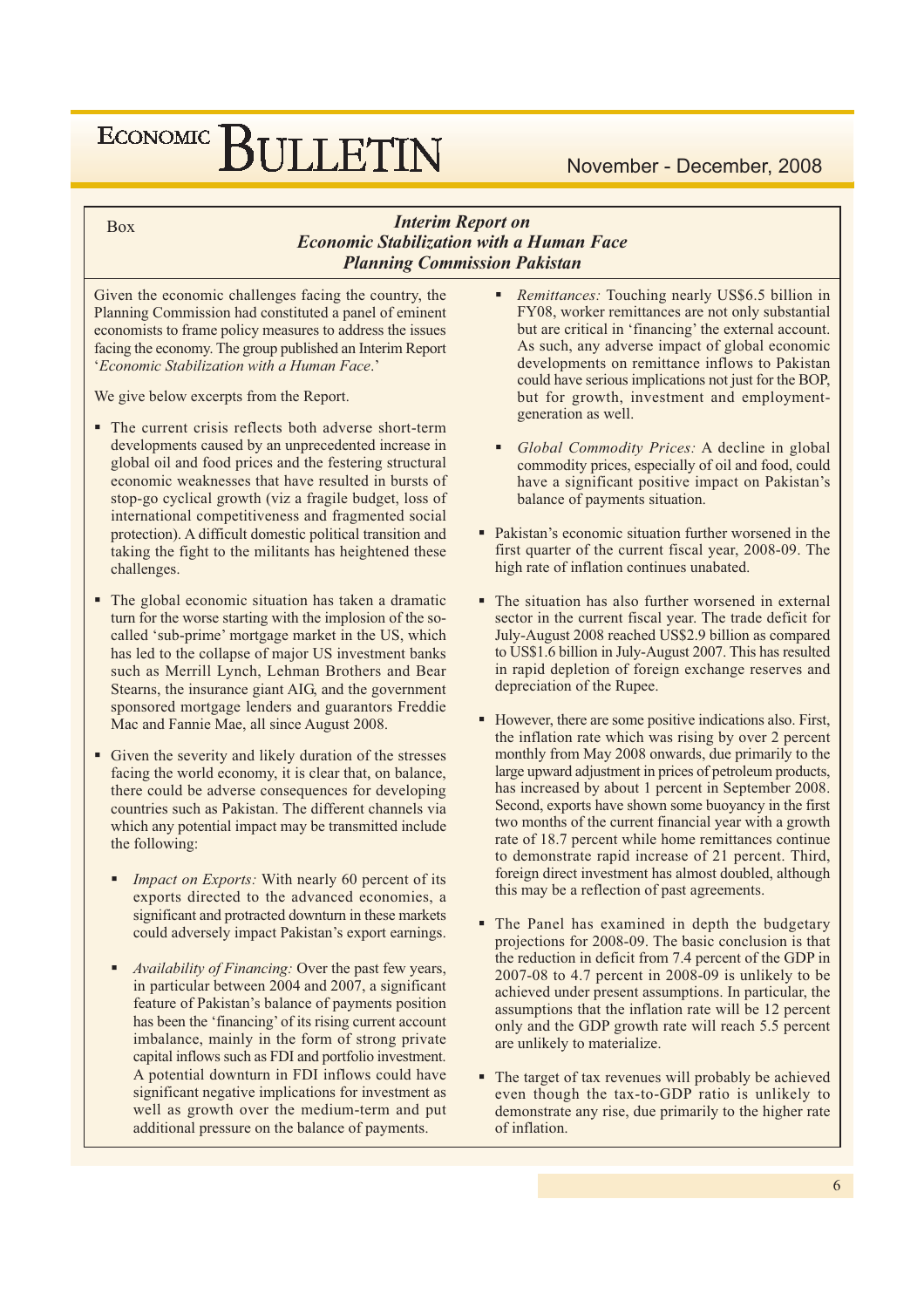Box

## *Interim Report on Economic Stabilization with a Human Face Planning Commission Pakistan*

Given the economic challenges facing the country, the Planning Commission had constituted a panel of eminent economists to frame policy measures to address the issues facing the economy. The group published an Interim Report '*Economic Stabilization with a Human Face*.'

We give below excerpts from the Report.

- The current crisis reflects both adverse short-term developments caused by an unprecedented increase in global oil and food prices and the festering structural economic weaknesses that have resulted in bursts of stop-go cyclical growth (viz a fragile budget, loss of international competitiveness and fragmented social protection). A difficult domestic political transition and taking the fight to the militants has heightened these challenges.

- The global economic situation has taken a dramatic turn for the worse starting with the implosion of the so-called 'sub-prime' mortgage market in the US, which has led to the collapse of major US investment banks such as Merrill Lynch, Lehman Brothers and Bear Stearns, the insurance giant AIG, and the government sponsored mortgage lenders and guarantors Freddie Mac and Fannie Mae, all since August 2008.

- Given the severity and likely duration of the stresses facing the world economy, it is clear that, on balance, there could be adverse consequences for developing countries such as Pakistan. The different channels via which any potential impact may be transmitted include the following:

  - *Impact on Exports:* With nearly 60 percent of its exports directed to the advanced economies, a significant and protracted downturn in these markets could adversely impact Pakistan's export earnings.

  - *Availability of Financing:* Over the past few years, in particular between 2004 and 2007, a significant feature of Pakistan's balance of payments position has been the 'financing' of its rising current account imbalance, mainly in the form of strong private capital inflows such as FDI and portfolio investment. A potential downturn in FDI inflows could have significant negative implications for investment as well as growth over the medium-term and put additional pressure on the balance of payments.

  - *Remittances:* Touching nearly US$6.5 billion in FY08, worker remittances are not only substantial but are critical in 'financing' the external account. As such, any adverse impact of global economic developments on remittance inflows to Pakistan could have serious implications not just for the BOP, but for growth, investment and employment-generation as well.

  - *Global Commodity Prices:* A decline in global commodity prices, especially of oil and food, could have a significant positive impact on Pakistan's balance of payments situation.

- Pakistan's economic situation further worsened in the first quarter of the current fiscal year, 2008-09. The high rate of inflation continues unabated.

- The situation has also further worsened in external sector in the current fiscal year. The trade deficit for July-August 2008 reached US$2.9 billion as compared to US$1.6 billion in July-August 2007. This has resulted in rapid depletion of foreign exchange reserves and depreciation of the Rupee.

- However, there are some positive indications also. First, the inflation rate which was rising by over 2 percent monthly from May 2008 onwards, due primarily to the large upward adjustment in prices of petroleum products, has increased by about 1 percent in September 2008. Second, exports have shown some buoyancy in the first two months of the current financial year with a growth rate of 18.7 percent while home remittances continue to demonstrate rapid increase of 21 percent. Third, foreign direct investment has almost doubled, although this may be a reflection of past agreements.

- The Panel has examined in depth the budgetary projections for 2008-09. The basic conclusion is that the reduction in deficit from 7.4 percent of the GDP in 2007-08 to 4.7 percent in 2008-09 is unlikely to be achieved under present assumptions. In particular, the assumptions that the inflation rate will be 12 percent only and the GDP growth rate will reach 5.5 percent are unlikely to materialize.

- The target of tax revenues will probably be achieved even though the tax-to-GDP ratio is unlikely to demonstrate any rise, due primarily to the higher rate of inflation.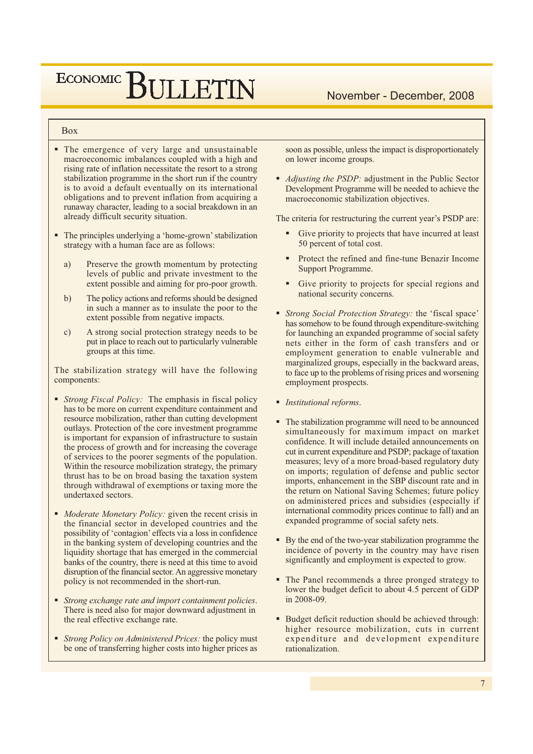Box

- The emergence of very large and unsustainable macroeconomic imbalances coupled with a high and rising rate of inflation necessitate the resort to a strong stabilization programme in the short run if the country is to avoid a default eventually on its international obligations and to prevent inflation from acquiring a runaway character, leading to a social breakdown in an already difficult security situation.

- The principles underlying a 'home-grown' stabilization strategy with a human face are as follows:

  a) Preserve the growth momentum by protecting levels of public and private investment to the extent possible and aiming for pro-poor growth.

  b) The policy actions and reforms should be designed in such a manner as to insulate the poor to the extent possible from negative impacts.

  c) A strong social protection strategy needs to be put in place to reach out to particularly vulnerable groups at this time.

The stabilization strategy will have the following components:

- *Strong Fiscal Policy:* The emphasis in fiscal policy has to be more on current expenditure containment and resource mobilization, rather than cutting development outlays. Protection of the core investment programme is important for expansion of infrastructure to sustain the process of growth and for increasing the coverage of services to the poorer segments of the population. Within the resource mobilization strategy, the primary thrust has to be on broad basing the taxation system through withdrawal of exemptions or taxing more the undertaxed sectors.

- *Moderate Monetary Policy:* given the recent crisis in the financial sector in developed countries and the possibility of 'contagion' effects via a loss in confidence in the banking system of developing countries and the liquidity shortage that has emerged in the commercial banks of the country, there is need at this time to avoid disruption of the financial sector. An aggressive monetary policy is not recommended in the short-run.

- *Strong exchange rate and import containment policies*. There is need also for major downward adjustment in the real effective exchange rate.

- *Strong Policy on Administered Prices:* the policy must be one of transferring higher costs into higher prices as soon as possible, unless the impact is disproportionately on lower income groups.

- *Adjusting the PSDP:* adjustment in the Public Sector Development Programme will be needed to achieve the macroeconomic stabilization objectives.

The criteria for restructuring the current year's PSDP are:

  - Give priority to projects that have incurred at least 50 percent of total cost.
  - Protect the refined and fine-tune Benazir Income Support Programme.
  - Give priority to projects for special regions and national security concerns.

- *Strong Social Protection Strategy:* the 'fiscal space' has somehow to be found through expenditure-switching for launching an expanded programme of social safety nets either in the form of cash transfers and or employment generation to enable vulnerable and marginalized groups, especially in the backward areas, to face up to the problems of rising prices and worsening employment prospects.

- *Institutional reforms*.

- The stabilization programme will need to be announced simultaneously for maximum impact on market confidence. It will include detailed announcements on cut in current expenditure and PSDP; package of taxation measures; levy of a more broad-based regulatory duty on imports; regulation of defense and public sector imports, enhancement in the SBP discount rate and in the return on National Saving Schemes; future policy on administered prices and subsidies (especially if international commodity prices continue to fall) and an expanded programme of social safety nets.

- By the end of the two-year stabilization programme the incidence of poverty in the country may have risen significantly and employment is expected to grow.

- The Panel recommends a three pronged strategy to lower the budget deficit to about 4.5 percent of GDP in 2008-09.

- Budget deficit reduction should be achieved through: higher resource mobilization, cuts in current expenditure and development expenditure rationalization.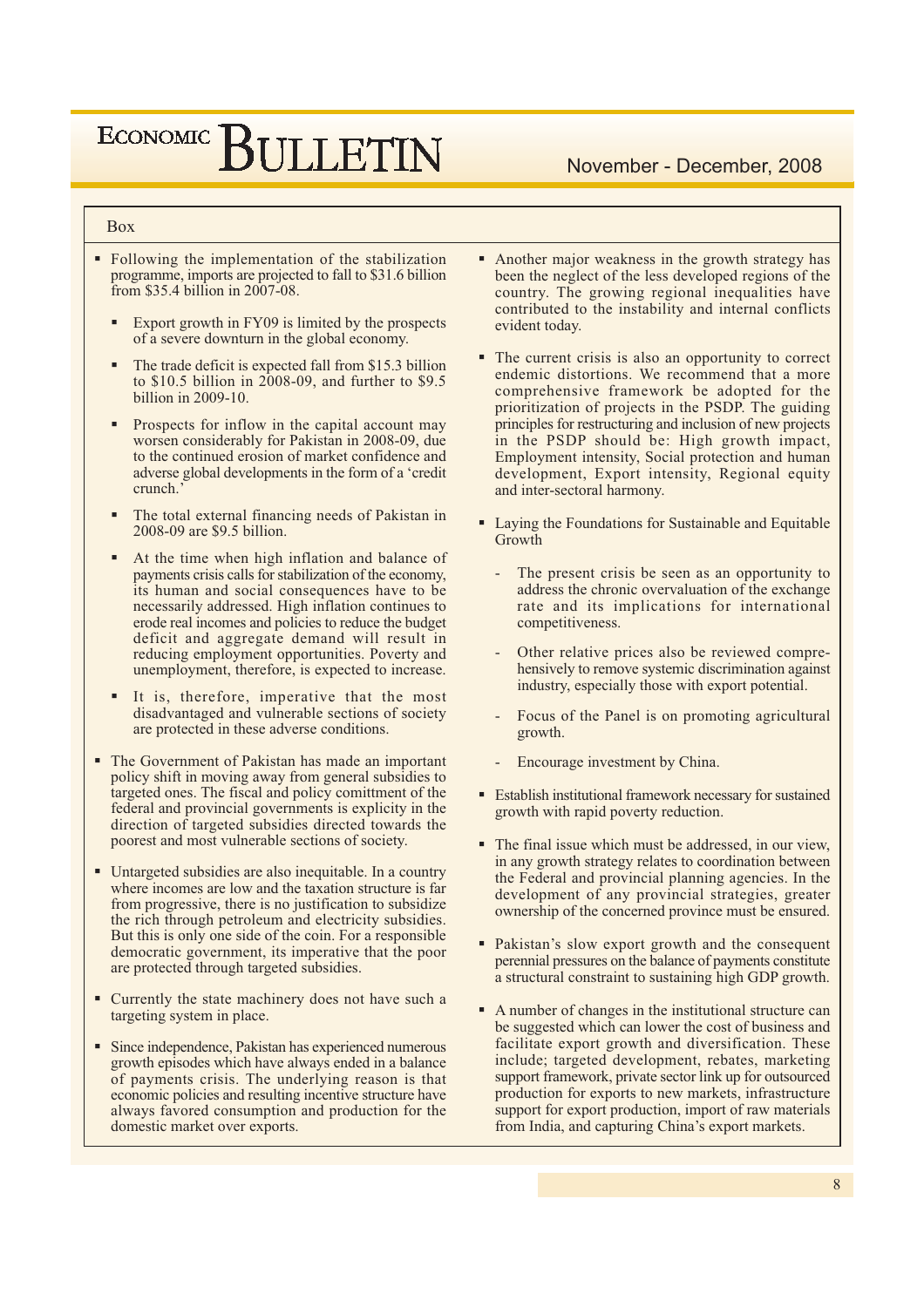Box

- Following the implementation of the stabilization programme, imports are projected to fall to $31.6 billion from $35.4 billion in 2007-08.
  - Export growth in FY09 is limited by the prospects of a severe downturn in the global economy.
  - The trade deficit is expected fall from $15.3 billion to $10.5 billion in 2008-09, and further to $9.5 billion in 2009-10.
  - Prospects for inflow in the capital account may worsen considerably for Pakistan in 2008-09, due to the continued erosion of market confidence and adverse global developments in the form of a 'credit crunch.'
  - The total external financing needs of Pakistan in 2008-09 are $9.5 billion.
  - At the time when high inflation and balance of payments crisis calls for stabilization of the economy, its human and social consequences have to be necessarily addressed. High inflation continues to erode real incomes and policies to reduce the budget deficit and aggregate demand will result in reducing employment opportunities. Poverty and unemployment, therefore, is expected to increase.
  - It is, therefore, imperative that the most disadvantaged and vulnerable sections of society are protected in these adverse conditions.
- The Government of Pakistan has made an important policy shift in moving away from general subsidies to targeted ones. The fiscal and policy committment of the federal and provincial governments is explicity in the direction of targeted subsidies directed towards the poorest and most vulnerable sections of society.
- Untargeted subsidies are also inequitable. In a country where incomes are low and the taxation structure is far from progressive, there is no justification to subsidize the rich through petroleum and electricity subsidies. But this is only one side of the coin. For a responsible democratic government, its imperative that the poor are protected through targeted subsidies.
- Currently the state machinery does not have such a targeting system in place.
- Since independence, Pakistan has experienced numerous growth episodes which have always ended in a balance of payments crisis. The underlying reason is that economic policies and resulting incentive structure have always favored consumption and production for the domestic market over exports.
- Another major weakness in the growth strategy has been the neglect of the less developed regions of the country. The growing regional inequalities have contributed to the instability and internal conflicts evident today.
- The current crisis is also an opportunity to correct endemic distortions. We recommend that a more comprehensive framework be adopted for the prioritization of projects in the PSDP. The guiding principles for restructuring and inclusion of new projects in the PSDP should be: High growth impact, Employment intensity, Social protection and human development, Export intensity, Regional equity and inter-sectoral harmony.
- Laying the Foundations for Sustainable and Equitable Growth
  - The present crisis be seen as an opportunity to address the chronic overvaluation of the exchange rate and its implications for international competitiveness.
  - Other relative prices also be reviewed comprehensively to remove systemic discrimination against industry, especially those with export potential.
  - Focus of the Panel is on promoting agricultural growth.
  - Encourage investment by China.
- Establish institutional framework necessary for sustained growth with rapid poverty reduction.
- The final issue which must be addressed, in our view, in any growth strategy relates to coordination between the Federal and provincial planning agencies. In the development of any provincial strategies, greater ownership of the concerned province must be ensured.
- Pakistan's slow export growth and the consequent perennial pressures on the balance of payments constitute a structural constraint to sustaining high GDP growth.
- A number of changes in the institutional structure can be suggested which can lower the cost of business and facilitate export growth and diversification. These include; targeted development, rebates, marketing support framework, private sector link up for outsourced production for exports to new markets, infrastructure support for export production, import of raw materials from India, and capturing China's export markets.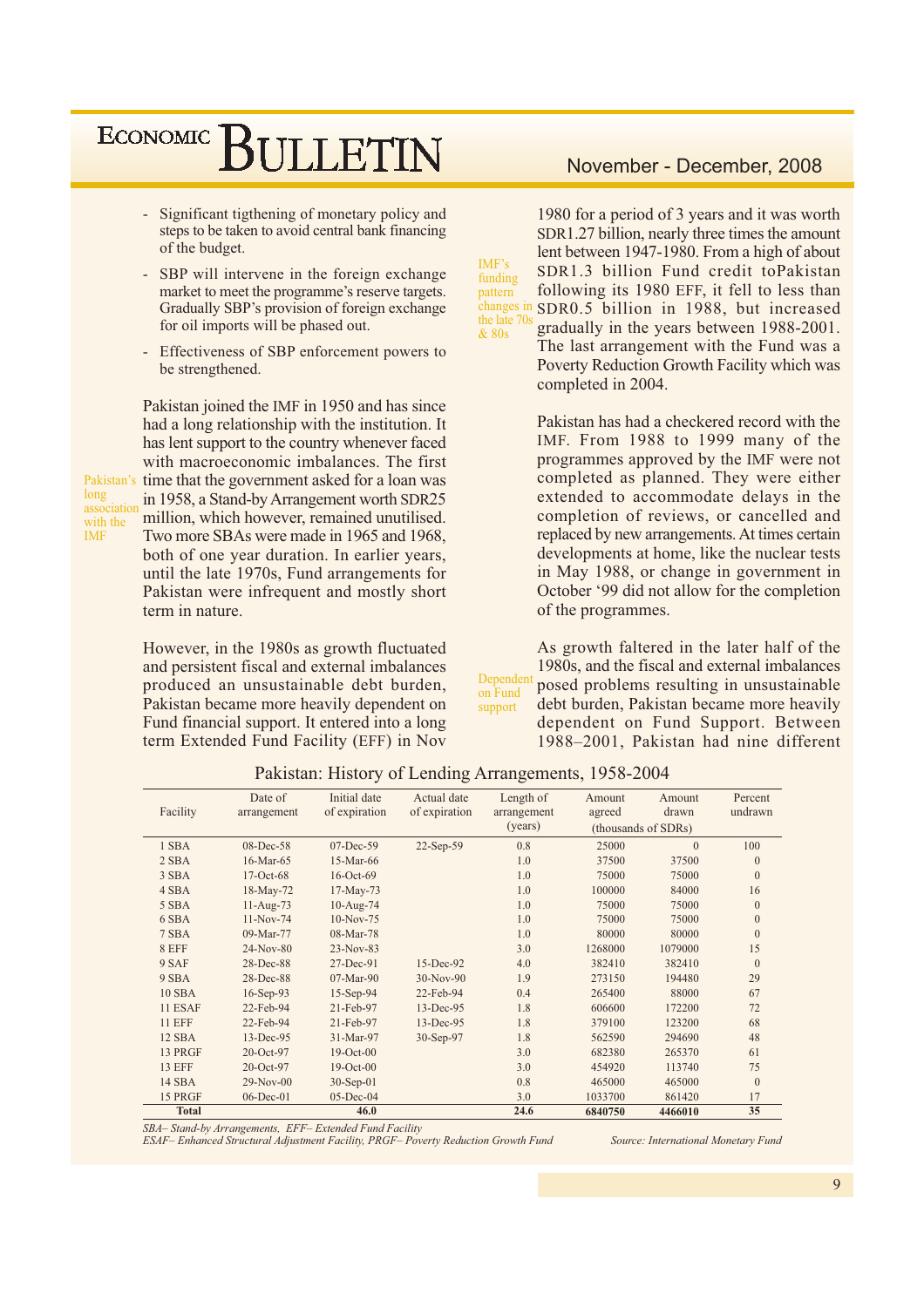- Significant tigthening of monetary policy and steps to be taken to avoid central bank financing of the budget.
- SBP will intervene in the foreign exchange market to meet the programme's reserve targets. Gradually SBP's provision of foreign exchange for oil imports will be phased out.
- Effectiveness of SBP enforcement powers to be strengthened.

Pakistan's long association with the IMF

Pakistan joined the IMF in 1950 and has since had a long relationship with the institution. It has lent support to the country whenever faced with macroeconomic imbalances. The first time that the government asked for a loan was in 1958, a Stand-by Arrangement worth SDR25 million, which however, remained unutilised. Two more SBAs were made in 1965 and 1968, both of one year duration. In earlier years, until the late 1970s, Fund arrangements for Pakistan were infrequent and mostly short term in nature.

IMF's funding pattern changes in the late 70s & 80s

However, in the 1980s as growth fluctuated and persistent fiscal and external imbalances produced an unsustainable debt burden, Pakistan became more heavily dependent on Fund financial support. It entered into a long term Extended Fund Facility (EFF) in Nov 1980 for a period of 3 years and it was worth SDR1.27 billion, nearly three times the amount lent between 1947-1980. From a high of about SDR1.3 billion Fund credit toPakistan following its 1980 EFF, it fell to less than SDR0.5 billion in 1988, but increased gradually in the years between 1988-2001. The last arrangement with the Fund was a Poverty Reduction Growth Facility which was completed in 2004.

Pakistan has had a checkered record with the IMF. From 1988 to 1999 many of the programmes approved by the IMF were not completed as planned. They were either extended to accommodate delays in the completion of reviews, or cancelled and replaced by new arrangements. At times certain developments at home, like the nuclear tests in May 1988, or change in government in October '99 did not allow for the completion of the programmes.

Dependent on Fund support

As growth faltered in the later half of the 1980s, and the fiscal and external imbalances posed problems resulting in unsustainable debt burden, Pakistan became more heavily dependent on Fund Support. Between 1988–2001, Pakistan had nine different

**Pakistan: History of Lending Arrangements, 1958-2004**

| Facility | Date of arrangement | Initial date of expiration | Actual date of expiration | Length of arrangement (years) | Amount agreed (thousands of SDRs) | Amount drawn (thousands of SDRs) | Percent undrawn |
|---|---|---|---|---|---|---|---|
| 1 SBA | 08-Dec-58 | 07-Dec-59 | 22-Sep-59 | 0.8 | 25000 | 0 | 100 |
| 2 SBA | 16-Mar-65 | 15-Mar-66 | | 1.0 | 37500 | 37500 | 0 |
| 3 SBA | 17-Oct-68 | 16-Oct-69 | | 1.0 | 75000 | 75000 | 0 |
| 4 SBA | 18-May-72 | 17-May-73 | | 1.0 | 100000 | 84000 | 16 |
| 5 SBA | 11-Aug-73 | 10-Aug-74 | | 1.0 | 75000 | 75000 | 0 |
| 6 SBA | 11-Nov-74 | 10-Nov-75 | | 1.0 | 75000 | 75000 | 0 |
| 7 SBA | 09-Mar-77 | 08-Mar-78 | | 1.0 | 80000 | 80000 | 0 |
| 8 EFF | 24-Nov-80 | 23-Nov-83 | | 3.0 | 1268000 | 1079000 | 15 |
| 9 SAF | 28-Dec-88 | 27-Dec-91 | 15-Dec-92 | 4.0 | 382410 | 382410 | 0 |
| 9 SBA | 28-Dec-88 | 07-Mar-90 | 30-Nov-90 | 1.9 | 273150 | 194480 | 29 |
| 10 SBA | 16-Sep-93 | 15-Sep-94 | 22-Feb-94 | 0.4 | 265400 | 88000 | 67 |
| 11 ESAF | 22-Feb-94 | 21-Feb-97 | 13-Dec-95 | 1.8 | 606600 | 172200 | 72 |
| 11 EFF | 22-Feb-94 | 21-Feb-97 | 13-Dec-95 | 1.8 | 379100 | 123200 | 68 |
| 12 SBA | 13-Dec-95 | 31-Mar-97 | 30-Sep-97 | 1.8 | 562590 | 294690 | 48 |
| 13 PRGF | 20-Oct-97 | 19-Oct-00 | | 3.0 | 682380 | 265370 | 61 |
| 13 EFF | 20-Oct-97 | 19-Oct-00 | | 3.0 | 454920 | 113740 | 75 |
| 14 SBA | 29-Nov-00 | 30-Sep-01 | | 0.8 | 465000 | 465000 | 0 |
| 15 PRGF | 06-Dec-01 | 05-Dec-04 | | 3.0 | 1033700 | 861420 | 17 |
| **Total** | | **46.0** | | **24.6** | **6840750** | **4466010** | **35** |

*SBA– Stand-by Arrangements, EFF– Extended Fund Facility*
*ESAF– Enhanced Structural Adjustment Facility, PRGF– Poverty Reduction Growth Fund*

*Source: International Monetary Fund*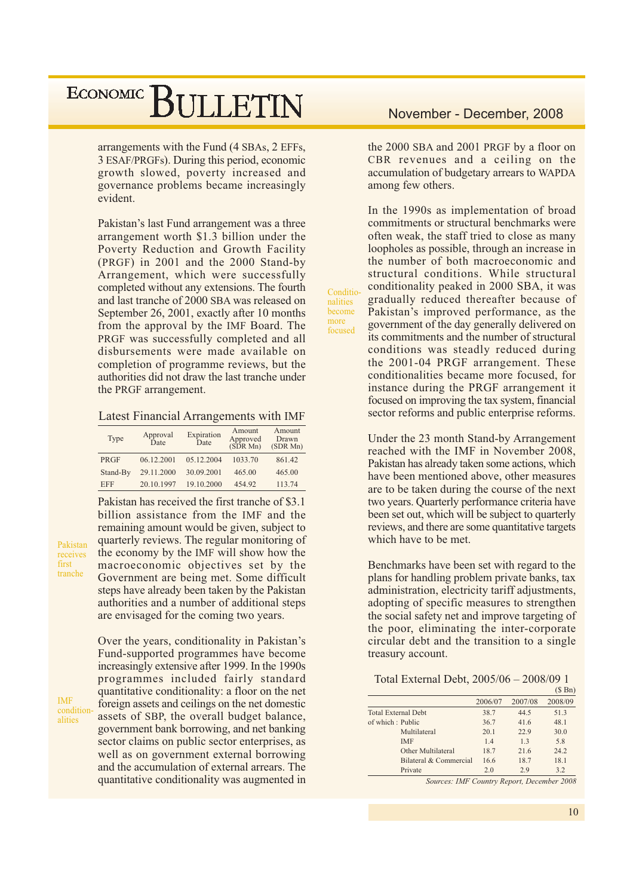arrangements with the Fund (4 SBAs, 2 EFFs, 3 ESAF/PRGFs). During this period, economic growth slowed, poverty increased and governance problems became increasingly evident.

Pakistan's last Fund arrangement was a three arrangement worth $1.3 billion under the Poverty Reduction and Growth Facility (PRGF) in 2001 and the 2000 Stand-by Arrangement, which were successfully completed without any extensions. The fourth and last tranche of 2000 SBA was released on September 26, 2001, exactly after 10 months from the approval by the IMF Board. The PRGF was successfully completed and all disbursements were made available on completion of programme reviews, but the authorities did not draw the last tranche under the PRGF arrangement.

Latest Financial Arrangements with IMF

| Type | Approval Date | Expiration Date | Amount Approved (SDR Mn) | Amount Drawn (SDR Mn) |
|---|---|---|---|---|
| PRGF | 06.12.2001 | 05.12.2004 | 1033.70 | 861.42 |
| Stand-By | 29.11.2000 | 30.09.2001 | 465.00 | 465.00 |
| EFF | 20.10.1997 | 19.10.2000 | 454.92 | 113.74 |

Pakistan receives first tranche

Pakistan has received the first tranche of $3.1 billion assistance from the IMF and the remaining amount would be given, subject to quarterly reviews. The regular monitoring of the economy by the IMF will show how the macroeconomic objectives set by the Government are being met. Some difficult steps have already been taken by the Pakistan authorities and a number of additional steps are envisaged for the coming two years.

IMF conditionalities

Over the years, conditionality in Pakistan's Fund-supported programmes have become increasingly extensive after 1999. In the 1990s programmes included fairly standard quantitative conditionality: a floor on the net foreign assets and ceilings on the net domestic assets of SBP, the overall budget balance, government bank borrowing, and net banking sector claims on public sector enterprises, as well as on government external borrowing and the accumulation of external arrears. The quantitative conditionality was augmented in the 2000 SBA and 2001 PRGF by a floor on CBR revenues and a ceiling on the accumulation of budgetary arrears to WAPDA among few others.

Conditionalities become more focused

In the 1990s as implementation of broad commitments or structural benchmarks were often weak, the staff tried to close as many loopholes as possible, through an increase in the number of both macroeconomic and structural conditions. While structural conditionality peaked in 2000 SBA, it was gradually reduced thereafter because of Pakistan's improved performance, as the government of the day generally delivered on its commitments and the number of structural conditions was steadily reduced during the 2001-04 PRGF arrangement. These conditionalities became more focused, for instance during the PRGF arrangement it focused on improving the tax system, financial sector reforms and public enterprise reforms.

Under the 23 month Stand-by Arrangement reached with the IMF in November 2008, Pakistan has already taken some actions, which have been mentioned above, other measures are to be taken during the course of the next two years. Quarterly performance criteria have been set out, which will be subject to quarterly reviews, and there are some quantitative targets which have to be met.

Benchmarks have been set with regard to the plans for handling problem private banks, tax administration, electricity tariff adjustments, adopting of specific measures to strengthen the social safety net and improve targeting of the poor, eliminating the inter-corporate circular debt and the transition to a single treasury account.

Total External Debt, 2005/06 – 2008/09 1

($ Bn)

| | 2006/07 | 2007/08 | 2008/09 |
|---|---|---|---|
| Total External Debt | 38.7 | 44.5 | 51.3 |
| of which : Public | 36.7 | 41.6 | 48.1 |
| Multilateral | 20.1 | 22.9 | 30.0 |
| IMF | 1.4 | 1.3 | 5.8 |
| Other Multilateral | 18.7 | 21.6 | 24.2 |
| Bilateral & Commercial | 16.6 | 18.7 | 18.1 |
| Private | 2.0 | 2.9 | 3.2 |

*Sources: IMF Country Report, December 2008*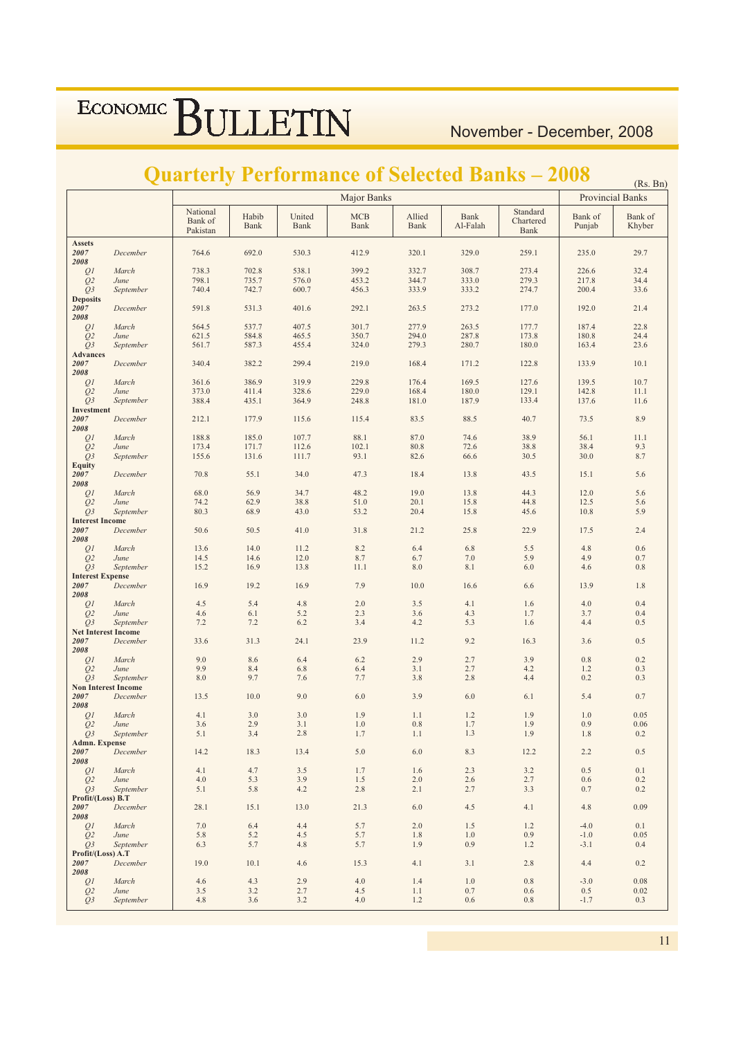## Quarterly Performance of Selected Banks – 2008

(Rs. Bn)

| | | Major Banks | | | | | | | Provincial Banks | |
|---|---|---|---|---|---|---|---|---|---|---|
| | | National Bank of Pakistan | Habib Bank | United Bank | MCB Bank | Allied Bank | Bank Al-Falah | Standard Chartered Bank | Bank of Punjab | Bank of Khyber |
| **Assets** | | | | | | | | | | |
| *2007* | *December* | 764.6 | 692.0 | 530.3 | 412.9 | 320.1 | 329.0 | 259.1 | 235.0 | 29.7 |
| *2008* | | | | | | | | | | |
| *Q1* | *March* | 738.3 | 702.8 | 538.1 | 399.2 | 332.7 | 308.7 | 273.4 | 226.6 | 32.4 |
| *Q2* | *June* | 798.1 | 735.7 | 576.0 | 453.2 | 344.7 | 333.0 | 279.3 | 217.8 | 34.4 |
| *Q3* | *September* | 740.4 | 742.7 | 600.7 | 456.3 | 333.9 | 333.2 | 274.7 | 200.4 | 33.6 |
| **Deposits** | | | | | | | | | | |
| *2007* | *December* | 591.8 | 531.3 | 401.6 | 292.1 | 263.5 | 273.2 | 177.0 | 192.0 | 21.4 |
| *2008* | | | | | | | | | | |
| *Q1* | *March* | 564.5 | 537.7 | 407.5 | 301.7 | 277.9 | 263.5 | 177.7 | 187.4 | 22.8 |
| *Q2* | *June* | 621.5 | 584.8 | 465.5 | 350.7 | 294.0 | 287.8 | 173.8 | 180.8 | 24.4 |
| *Q3* | *September* | 561.7 | 587.3 | 455.4 | 324.0 | 279.3 | 280.7 | 180.0 | 163.4 | 23.6 |
| **Advances** | | | | | | | | | | |
| *2007* | *December* | 340.4 | 382.2 | 299.4 | 219.0 | 168.4 | 171.2 | 122.8 | 133.9 | 10.1 |
| *2008* | | | | | | | | | | |
| *Q1* | *March* | 361.6 | 386.9 | 319.9 | 229.8 | 176.4 | 169.5 | 127.6 | 139.5 | 10.7 |
| *Q2* | *June* | 373.0 | 411.4 | 328.6 | 229.0 | 168.4 | 180.0 | 129.1 | 142.8 | 11.1 |
| *Q3* | *September* | 388.4 | 435.1 | 364.9 | 248.8 | 181.0 | 187.9 | 133.4 | 137.6 | 11.6 |
| **Investment** | | | | | | | | | | |
| *2007* | *December* | 212.1 | 177.9 | 115.6 | 115.4 | 83.5 | 88.5 | 40.7 | 73.5 | 8.9 |
| *2008* | | | | | | | | | | |
| *Q1* | *March* | 188.8 | 185.0 | 107.7 | 88.1 | 87.0 | 74.6 | 38.9 | 56.1 | 11.1 |
| *Q2* | *June* | 173.4 | 171.7 | 112.6 | 102.1 | 80.8 | 72.6 | 38.8 | 38.4 | 9.3 |
| *Q3* | *September* | 155.6 | 131.6 | 111.7 | 93.1 | 82.6 | 66.6 | 30.5 | 30.0 | 8.7 |
| **Equity** | | | | | | | | | | |
| *2007* | *December* | 70.8 | 55.1 | 34.0 | 47.3 | 18.4 | 13.8 | 43.5 | 15.1 | 5.6 |
| *2008* | | | | | | | | | | |
| *Q1* | *March* | 68.0 | 56.9 | 34.7 | 48.2 | 19.0 | 13.8 | 44.3 | 12.0 | 5.6 |
| *Q2* | *June* | 74.2 | 62.9 | 38.8 | 51.0 | 20.1 | 15.8 | 44.8 | 12.5 | 5.6 |
| *Q3* | *September* | 80.3 | 68.9 | 43.0 | 53.2 | 20.4 | 15.8 | 45.6 | 10.8 | 5.9 |
| **Interest Income** | | | | | | | | | | |
| *2007* | *December* | 50.6 | 50.5 | 41.0 | 31.8 | 21.2 | 25.8 | 22.9 | 17.5 | 2.4 |
| *2008* | | | | | | | | | | |
| *Q1* | *March* | 13.6 | 14.0 | 11.2 | 8.2 | 6.4 | 6.8 | 5.5 | 4.8 | 0.6 |
| *Q2* | *June* | 14.5 | 14.6 | 12.0 | 8.7 | 6.7 | 7.0 | 5.9 | 4.9 | 0.7 |
| *Q3* | *September* | 15.2 | 16.9 | 13.8 | 11.1 | 8.0 | 8.1 | 6.0 | 4.6 | 0.8 |
| **Interest Expense** | | | | | | | | | | |
| *2007* | *December* | 16.9 | 19.2 | 16.9 | 7.9 | 10.0 | 16.6 | 6.6 | 13.9 | 1.8 |
| *2008* | | | | | | | | | | |
| *Q1* | *March* | 4.5 | 5.4 | 4.8 | 2.0 | 3.5 | 4.1 | 1.6 | 4.0 | 0.4 |
| *Q2* | *June* | 4.6 | 6.1 | 5.2 | 2.3 | 3.6 | 4.3 | 1.7 | 3.7 | 0.4 |
| *Q3* | *September* | 7.2 | 7.2 | 6.2 | 3.4 | 4.2 | 5.3 | 1.6 | 4.4 | 0.5 |
| **Net Interest Income** | | | | | | | | | | |
| *2007* | *December* | 33.6 | 31.3 | 24.1 | 23.9 | 11.2 | 9.2 | 16.3 | 3.6 | 0.5 |
| *2008* | | | | | | | | | | |
| *Q1* | *March* | 9.0 | 8.6 | 6.4 | 6.2 | 2.9 | 2.7 | 3.9 | 0.8 | 0.2 |
| *Q2* | *June* | 9.9 | 8.4 | 6.8 | 6.4 | 3.1 | 2.7 | 4.2 | 1.2 | 0.3 |
| *Q3* | *September* | 8.0 | 9.7 | 7.6 | 7.7 | 3.8 | 2.8 | 4.4 | 0.2 | 0.3 |
| **Non Interest Income** | | | | | | | | | | |
| *2007* | *December* | 13.5 | 10.0 | 9.0 | 6.0 | 3.9 | 6.0 | 6.1 | 5.4 | 0.7 |
| *2008* | | | | | | | | | | |
| *Q1* | *March* | 4.1 | 3.0 | 3.0 | 1.9 | 1.1 | 1.2 | 1.9 | 1.0 | 0.05 |
| *Q2* | *June* | 3.6 | 2.9 | 3.1 | 1.0 | 0.8 | 1.7 | 1.9 | 0.9 | 0.06 |
| *Q3* | *September* | 5.1 | 3.4 | 2.8 | 1.7 | 1.1 | 1.3 | 1.9 | 1.8 | 0.2 |
| **Admn. Expense** | | | | | | | | | | |
| *2007* | *December* | 14.2 | 18.3 | 13.4 | 5.0 | 6.0 | 8.3 | 12.2 | 2.2 | 0.5 |
| *2008* | | | | | | | | | | |
| *Q1* | *March* | 4.1 | 4.7 | 3.5 | 1.7 | 1.6 | 2.3 | 3.2 | 0.5 | 0.1 |
| *Q2* | *June* | 4.0 | 5.3 | 3.9 | 1.5 | 2.0 | 2.6 | 2.7 | 0.6 | 0.2 |
| *Q3* | *September* | 5.1 | 5.8 | 4.2 | 2.8 | 2.1 | 2.7 | 3.3 | 0.7 | 0.2 |
| **Profit/(Loss) B.T** | | | | | | | | | | |
| *2007* | *December* | 28.1 | 15.1 | 13.0 | 21.3 | 6.0 | 4.5 | 4.1 | 4.8 | 0.09 |
| *2008* | | | | | | | | | | |
| *Q1* | *March* | 7.0 | 6.4 | 4.4 | 5.7 | 2.0 | 1.5 | 1.2 | -4.0 | 0.1 |
| *Q2* | *June* | 5.8 | 5.2 | 4.5 | 5.7 | 1.8 | 1.0 | 0.9 | -1.0 | 0.05 |
| *Q3* | *September* | 6.3 | 5.7 | 4.8 | 5.7 | 1.9 | 0.9 | 1.2 | -3.1 | 0.4 |
| **Profit/(Loss) A.T** | | | | | | | | | | |
| *2007* | *December* | 19.0 | 10.1 | 4.6 | 15.3 | 4.1 | 3.1 | 2.8 | 4.4 | 0.2 |
| *2008* | | | | | | | | | | |
| *Q1* | *March* | 4.6 | 4.3 | 2.9 | 4.0 | 1.4 | 1.0 | 0.8 | -3.0 | 0.08 |
| *Q2* | *June* | 3.5 | 3.2 | 2.7 | 4.5 | 1.1 | 0.7 | 0.6 | 0.5 | 0.02 |
| *Q3* | *September* | 4.8 | 3.6 | 3.2 | 4.0 | 1.2 | 0.6 | 0.8 | -1.7 | 0.3 |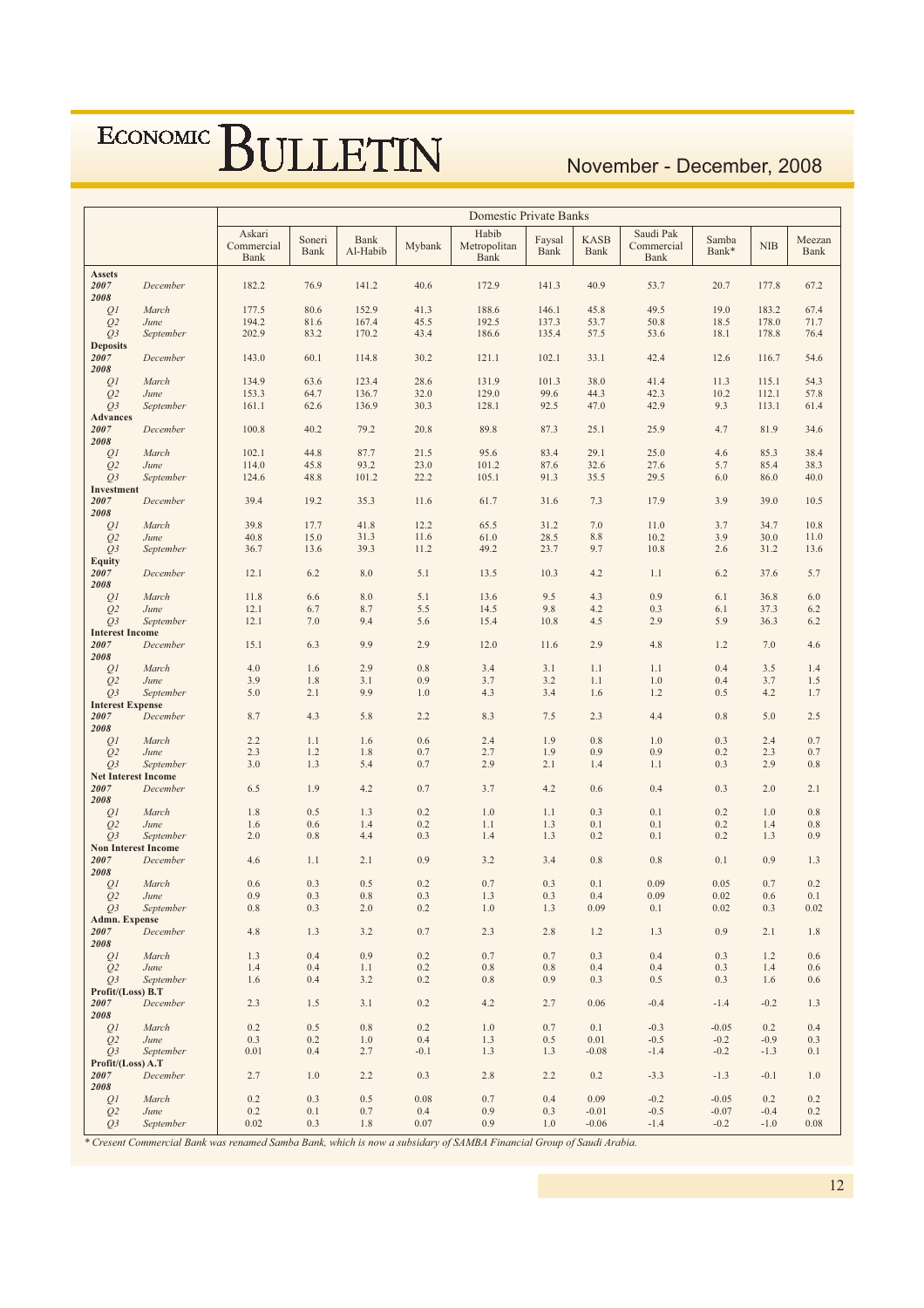| | | Domestic Private Banks | | | | | | | | | | |
|---|---|---|---|---|---|---|---|---|---|---|---|---|
| | | Askari Commercial Bank | Soneri Bank | Bank Al-Habib | Mybank | Habib Metropolitan Bank | Faysal Bank | KASB Bank | Saudi Pak Commercial Bank | Samba Bank* | NIB | Meezan Bank |
| **Assets** | | | | | | | | | | | | |
| ***2007*** | *December* | 182.2 | 76.9 | 141.2 | 40.6 | 172.9 | 141.3 | 40.9 | 53.7 | 20.7 | 177.8 | 67.2 |
| ***2008*** | | | | | | | | | | | | |
| *Q1* | *March* | 177.5 | 80.6 | 152.9 | 41.3 | 188.6 | 146.1 | 45.8 | 49.5 | 19.0 | 183.2 | 67.4 |
| *Q2* | *June* | 194.2 | 81.6 | 167.4 | 45.5 | 192.5 | 137.3 | 53.7 | 50.8 | 18.5 | 178.0 | 71.7 |
| *Q3* | *September* | 202.9 | 83.2 | 170.2 | 43.4 | 186.6 | 135.4 | 57.5 | 53.6 | 18.1 | 178.8 | 76.4 |
| **Deposits** | | | | | | | | | | | | |
| ***2007*** | *December* | 143.0 | 60.1 | 114.8 | 30.2 | 121.1 | 102.1 | 33.1 | 42.4 | 12.6 | 116.7 | 54.6 |
| ***2008*** | | | | | | | | | | | | |
| *Q1* | *March* | 134.9 | 63.6 | 123.4 | 28.6 | 131.9 | 101.3 | 38.0 | 41.4 | 11.3 | 115.1 | 54.3 |
| *Q2* | *June* | 153.3 | 64.7 | 136.7 | 32.0 | 129.0 | 99.6 | 44.3 | 42.3 | 10.2 | 112.1 | 57.8 |
| *Q3* | *September* | 161.1 | 62.6 | 136.9 | 30.3 | 128.1 | 92.5 | 47.0 | 42.9 | 9.3 | 113.1 | 61.4 |
| **Advances** | | | | | | | | | | | | |
| ***2007*** | *December* | 100.8 | 40.2 | 79.2 | 20.8 | 89.8 | 87.3 | 25.1 | 25.9 | 4.7 | 81.9 | 34.6 |
| ***2008*** | | | | | | | | | | | | |
| *Q1* | *March* | 102.1 | 44.8 | 87.7 | 21.5 | 95.6 | 83.4 | 29.1 | 25.0 | 4.6 | 85.3 | 38.4 |
| *Q2* | *June* | 114.0 | 45.8 | 93.2 | 23.0 | 101.2 | 87.6 | 32.6 | 27.6 | 5.7 | 85.4 | 38.3 |
| *Q3* | *September* | 124.6 | 48.8 | 101.2 | 22.2 | 105.1 | 91.3 | 35.5 | 29.5 | 6.0 | 86.0 | 40.0 |
| **Investment** | | | | | | | | | | | | |
| ***2007*** | *December* | 39.4 | 19.2 | 35.3 | 11.6 | 61.7 | 31.6 | 7.3 | 17.9 | 3.9 | 39.0 | 10.5 |
| ***2008*** | | | | | | | | | | | | |
| *Q1* | *March* | 39.8 | 17.7 | 41.8 | 12.2 | 65.5 | 31.2 | 7.0 | 11.0 | 3.7 | 34.7 | 10.8 |
| *Q2* | *June* | 40.8 | 15.0 | 31.3 | 11.6 | 61.0 | 28.5 | 8.8 | 10.2 | 3.9 | 30.0 | 11.0 |
| *Q3* | *September* | 36.7 | 13.6 | 39.3 | 11.2 | 49.2 | 23.7 | 9.7 | 10.8 | 2.6 | 31.2 | 13.6 |
| **Equity** | | | | | | | | | | | | |
| ***2007*** | *December* | 12.1 | 6.2 | 8.0 | 5.1 | 13.5 | 10.3 | 4.2 | 1.1 | 6.2 | 37.6 | 5.7 |
| ***2008*** | | | | | | | | | | | | |
| *Q1* | *March* | 11.8 | 6.6 | 8.0 | 5.1 | 13.6 | 9.5 | 4.3 | 0.9 | 6.1 | 36.8 | 6.0 |
| *Q2* | *June* | 12.1 | 6.7 | 8.7 | 5.5 | 14.5 | 9.8 | 4.2 | 0.3 | 6.1 | 37.3 | 6.2 |
| *Q3* | *September* | 12.1 | 7.0 | 9.4 | 5.6 | 15.4 | 10.8 | 4.5 | 2.9 | 5.9 | 36.3 | 6.2 |
| **Interest Income** | | | | | | | | | | | | |
| ***2007*** | *December* | 15.1 | 6.3 | 9.9 | 2.9 | 12.0 | 11.6 | 2.9 | 4.8 | 1.2 | 7.0 | 4.6 |
| ***2008*** | | | | | | | | | | | | |
| *Q1* | *March* | 4.0 | 1.6 | 2.9 | 0.8 | 3.4 | 3.1 | 1.1 | 1.1 | 0.4 | 3.5 | 1.4 |
| *Q2* | *June* | 3.9 | 1.8 | 3.1 | 0.9 | 3.7 | 3.2 | 1.1 | 1.0 | 0.4 | 3.7 | 1.5 |
| *Q3* | *September* | 5.0 | 2.1 | 9.9 | 1.0 | 4.3 | 3.4 | 1.6 | 1.2 | 0.5 | 4.2 | 1.7 |
| **Interest Expense** | | | | | | | | | | | | |
| ***2007*** | *December* | 8.7 | 4.3 | 5.8 | 2.2 | 8.3 | 7.5 | 2.3 | 4.4 | 0.8 | 5.0 | 2.5 |
| ***2008*** | | | | | | | | | | | | |
| *Q1* | *March* | 2.2 | 1.1 | 1.6 | 0.6 | 2.4 | 1.9 | 0.8 | 1.0 | 0.3 | 2.4 | 0.7 |
| *Q2* | *June* | 2.3 | 1.2 | 1.8 | 0.7 | 2.7 | 1.9 | 0.9 | 0.9 | 0.2 | 2.3 | 0.7 |
| *Q3* | *September* | 3.0 | 1.3 | 5.4 | 0.7 | 2.9 | 2.1 | 1.4 | 1.1 | 0.3 | 2.9 | 0.8 |
| **Net Interest Income** | | | | | | | | | | | | |
| ***2007*** | *December* | 6.5 | 1.9 | 4.2 | 0.7 | 3.7 | 4.2 | 0.6 | 0.4 | 0.3 | 2.0 | 2.1 |
| ***2008*** | | | | | | | | | | | | |
| *Q1* | *March* | 1.8 | 0.5 | 1.3 | 0.2 | 1.0 | 1.1 | 0.3 | 0.1 | 0.2 | 1.0 | 0.8 |
| *Q2* | *June* | 1.6 | 0.6 | 1.4 | 0.2 | 1.1 | 1.3 | 0.1 | 0.1 | 0.2 | 1.4 | 0.8 |
| *Q3* | *September* | 2.0 | 0.8 | 4.4 | 0.3 | 1.4 | 1.3 | 0.2 | 0.1 | 0.2 | 1.3 | 0.9 |
| **Non Interest Income** | | | | | | | | | | | | |
| ***2007*** | *December* | 4.6 | 1.1 | 2.1 | 0.9 | 3.2 | 3.4 | 0.8 | 0.8 | 0.1 | 0.9 | 1.3 |
| ***2008*** | | | | | | | | | | | | |
| *Q1* | *March* | 0.6 | 0.3 | 0.5 | 0.2 | 0.7 | 0.3 | 0.1 | 0.09 | 0.05 | 0.7 | 0.2 |
| *Q2* | *June* | 0.9 | 0.3 | 0.8 | 0.3 | 1.3 | 0.3 | 0.4 | 0.09 | 0.02 | 0.6 | 0.1 |
| *Q3* | *September* | 0.8 | 0.3 | 2.0 | 0.2 | 1.0 | 1.3 | 0.09 | 0.1 | 0.02 | 0.3 | 0.02 |
| **Admn. Expense** | | | | | | | | | | | | |
| ***2007*** | *December* | 4.8 | 1.3 | 3.2 | 0.7 | 2.3 | 2.8 | 1.2 | 1.3 | 0.9 | 2.1 | 1.8 |
| ***2008*** | | | | | | | | | | | | |
| *Q1* | *March* | 1.3 | 0.4 | 0.9 | 0.2 | 0.7 | 0.7 | 0.3 | 0.4 | 0.3 | 1.2 | 0.6 |
| *Q2* | *June* | 1.4 | 0.4 | 1.1 | 0.2 | 0.8 | 0.8 | 0.4 | 0.4 | 0.3 | 1.4 | 0.6 |
| *Q3* | *September* | 1.6 | 0.4 | 3.2 | 0.2 | 0.8 | 0.9 | 0.3 | 0.5 | 0.3 | 1.6 | 0.6 |
| **Profit/(Loss) B.T** | | | | | | | | | | | | |
| ***2007*** | *December* | 2.3 | 1.5 | 3.1 | 0.2 | 4.2 | 2.7 | 0.06 | -0.4 | -1.4 | -0.2 | 1.3 |
| ***2008*** | | | | | | | | | | | | |
| *Q1* | *March* | 0.2 | 0.5 | 0.8 | 0.2 | 1.0 | 0.7 | 0.1 | -0.3 | -0.05 | 0.2 | 0.4 |
| *Q2* | *June* | 0.3 | 0.2 | 1.0 | 0.4 | 1.3 | 0.5 | 0.01 | -0.5 | -0.2 | -0.9 | 0.3 |
| *Q3* | *September* | 0.01 | 0.4 | 2.7 | -0.1 | 1.3 | 1.3 | -0.08 | -1.4 | -0.2 | -1.3 | 0.1 |
| **Profit/(Loss) A.T** | | | | | | | | | | | | |
| ***2007*** | *December* | 2.7 | 1.0 | 2.2 | 0.3 | 2.8 | 2.2 | 0.2 | -3.3 | -1.3 | -0.1 | 1.0 |
| ***2008*** | | | | | | | | | | | | |
| *Q1* | *March* | 0.2 | 0.3 | 0.5 | 0.08 | 0.7 | 0.4 | 0.09 | -0.2 | -0.05 | 0.2 | 0.2 |
| *Q2* | *June* | 0.2 | 0.1 | 0.7 | 0.4 | 0.9 | 0.3 | -0.01 | -0.5 | -0.07 | -0.4 | 0.2 |
| *Q3* | *September* | 0.02 | 0.3 | 1.8 | 0.07 | 0.9 | 1.0 | -0.06 | -1.4 | -0.2 | -1.0 | 0.08 |

*\* Cresent Commercial Bank was renamed Samba Bank, which is now a subsidary of SAMBA Financial Group of Saudi Arabia.*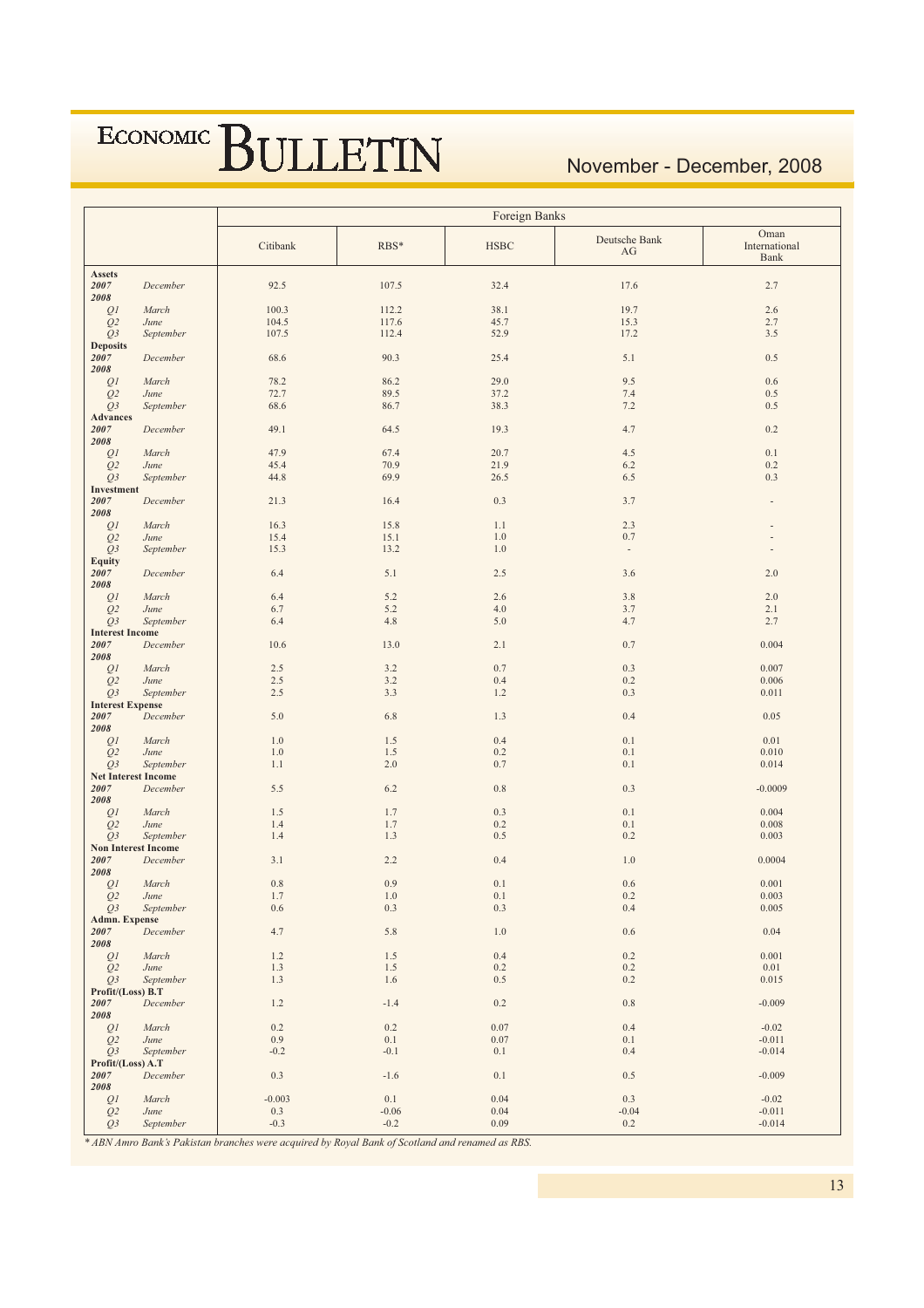| | | Foreign Banks | | | | |
|---|---|---|---|---|---|---|
| | | Citibank | RBS* | HSBC | Deutsche Bank AG | Oman International Bank |
| **Assets** | | | | | | |
| ***2007*** | *December* | 92.5 | 107.5 | 32.4 | 17.6 | 2.7 |
| ***2008*** | | | | | | |
| *Q1* | *March* | 100.3 | 112.2 | 38.1 | 19.7 | 2.6 |
| *Q2* | *June* | 104.5 | 117.6 | 45.7 | 15.3 | 2.7 |
| *Q3* | *September* | 107.5 | 112.4 | 52.9 | 17.2 | 3.5 |
| **Deposits** | | | | | | |
| ***2007*** | *December* | 68.6 | 90.3 | 25.4 | 5.1 | 0.5 |
| ***2008*** | | | | | | |
| *Q1* | *March* | 78.2 | 86.2 | 29.0 | 9.5 | 0.6 |
| *Q2* | *June* | 72.7 | 89.5 | 37.2 | 7.4 | 0.5 |
| *Q3* | *September* | 68.6 | 86.7 | 38.3 | 7.2 | 0.5 |
| **Advances** | | | | | | |
| ***2007*** | *December* | 49.1 | 64.5 | 19.3 | 4.7 | 0.2 |
| ***2008*** | | | | | | |
| *Q1* | *March* | 47.9 | 67.4 | 20.7 | 4.5 | 0.1 |
| *Q2* | *June* | 45.4 | 70.9 | 21.9 | 6.2 | 0.2 |
| *Q3* | *September* | 44.8 | 69.9 | 26.5 | 6.5 | 0.3 |
| **Investment** | | | | | | |
| ***2007*** | *December* | 21.3 | 16.4 | 0.3 | 3.7 | - |
| ***2008*** | | | | | | |
| *Q1* | *March* | 16.3 | 15.8 | 1.1 | 2.3 | - |
| *Q2* | *June* | 15.4 | 15.1 | 1.0 | 0.7 | - |
| *Q3* | *September* | 15.3 | 13.2 | 1.0 | - | - |
| **Equity** | | | | | | |
| ***2007*** | *December* | 6.4 | 5.1 | 2.5 | 3.6 | 2.0 |
| ***2008*** | | | | | | |
| *Q1* | *March* | 6.4 | 5.2 | 2.6 | 3.8 | 2.0 |
| *Q2* | *June* | 6.7 | 5.2 | 4.0 | 3.7 | 2.1 |
| *Q3* | *September* | 6.4 | 4.8 | 5.0 | 4.7 | 2.7 |
| **Interest Income** | | | | | | |
| ***2007*** | *December* | 10.6 | 13.0 | 2.1 | 0.7 | 0.004 |
| ***2008*** | | | | | | |
| *Q1* | *March* | 2.5 | 3.2 | 0.7 | 0.3 | 0.007 |
| *Q2* | *June* | 2.5 | 3.2 | 0.4 | 0.2 | 0.006 |
| *Q3* | *September* | 2.5 | 3.3 | 1.2 | 0.3 | 0.011 |
| **Interest Expense** | | | | | | |
| ***2007*** | *December* | 5.0 | 6.8 | 1.3 | 0.4 | 0.05 |
| ***2008*** | | | | | | |
| *Q1* | *March* | 1.0 | 1.5 | 0.4 | 0.1 | 0.01 |
| *Q2* | *June* | 1.0 | 1.5 | 0.2 | 0.1 | 0.010 |
| *Q3* | *September* | 1.1 | 2.0 | 0.7 | 0.1 | 0.014 |
| **Net Interest Income** | | | | | | |
| ***2007*** | *December* | 5.5 | 6.2 | 0.8 | 0.3 | -0.0009 |
| ***2008*** | | | | | | |
| *Q1* | *March* | 1.5 | 1.7 | 0.3 | 0.1 | 0.004 |
| *Q2* | *June* | 1.4 | 1.7 | 0.2 | 0.1 | 0.008 |
| *Q3* | *September* | 1.4 | 1.3 | 0.5 | 0.2 | 0.003 |
| **Non Interest Income** | | | | | | |
| ***2007*** | *December* | 3.1 | 2.2 | 0.4 | 1.0 | 0.0004 |
| ***2008*** | | | | | | |
| *Q1* | *March* | 0.8 | 0.9 | 0.1 | 0.6 | 0.001 |
| *Q2* | *June* | 1.7 | 1.0 | 0.1 | 0.2 | 0.003 |
| *Q3* | *September* | 0.6 | 0.3 | 0.3 | 0.4 | 0.005 |
| **Admn. Expense** | | | | | | |
| ***2007*** | *December* | 4.7 | 5.8 | 1.0 | 0.6 | 0.04 |
| ***2008*** | | | | | | |
| *Q1* | *March* | 1.2 | 1.5 | 0.4 | 0.2 | 0.001 |
| *Q2* | *June* | 1.3 | 1.5 | 0.2 | 0.2 | 0.01 |
| *Q3* | *September* | 1.3 | 1.6 | 0.5 | 0.2 | 0.015 |
| **Profit/(Loss) B.T** | | | | | | |
| ***2007*** | *December* | 1.2 | -1.4 | 0.2 | 0.8 | -0.009 |
| ***2008*** | | | | | | |
| *Q1* | *March* | 0.2 | 0.2 | 0.07 | 0.4 | -0.02 |
| *Q2* | *June* | 0.9 | 0.1 | 0.07 | 0.1 | -0.011 |
| *Q3* | *September* | -0.2 | -0.1 | 0.1 | 0.4 | -0.014 |
| **Profit/(Loss) A.T** | | | | | | |
| ***2007*** | *December* | 0.3 | -1.6 | 0.1 | 0.5 | -0.009 |
| ***2008*** | | | | | | |
| *Q1* | *March* | -0.003 | 0.1 | 0.04 | 0.3 | -0.02 |
| *Q2* | *June* | 0.3 | -0.06 | 0.04 | -0.04 | -0.011 |
| *Q3* | *September* | -0.3 | -0.2 | 0.09 | 0.2 | -0.014 |

*\* ABN Amro Bank's Pakistan branches were acquired by Royal Bank of Scotland and renamed as RBS.*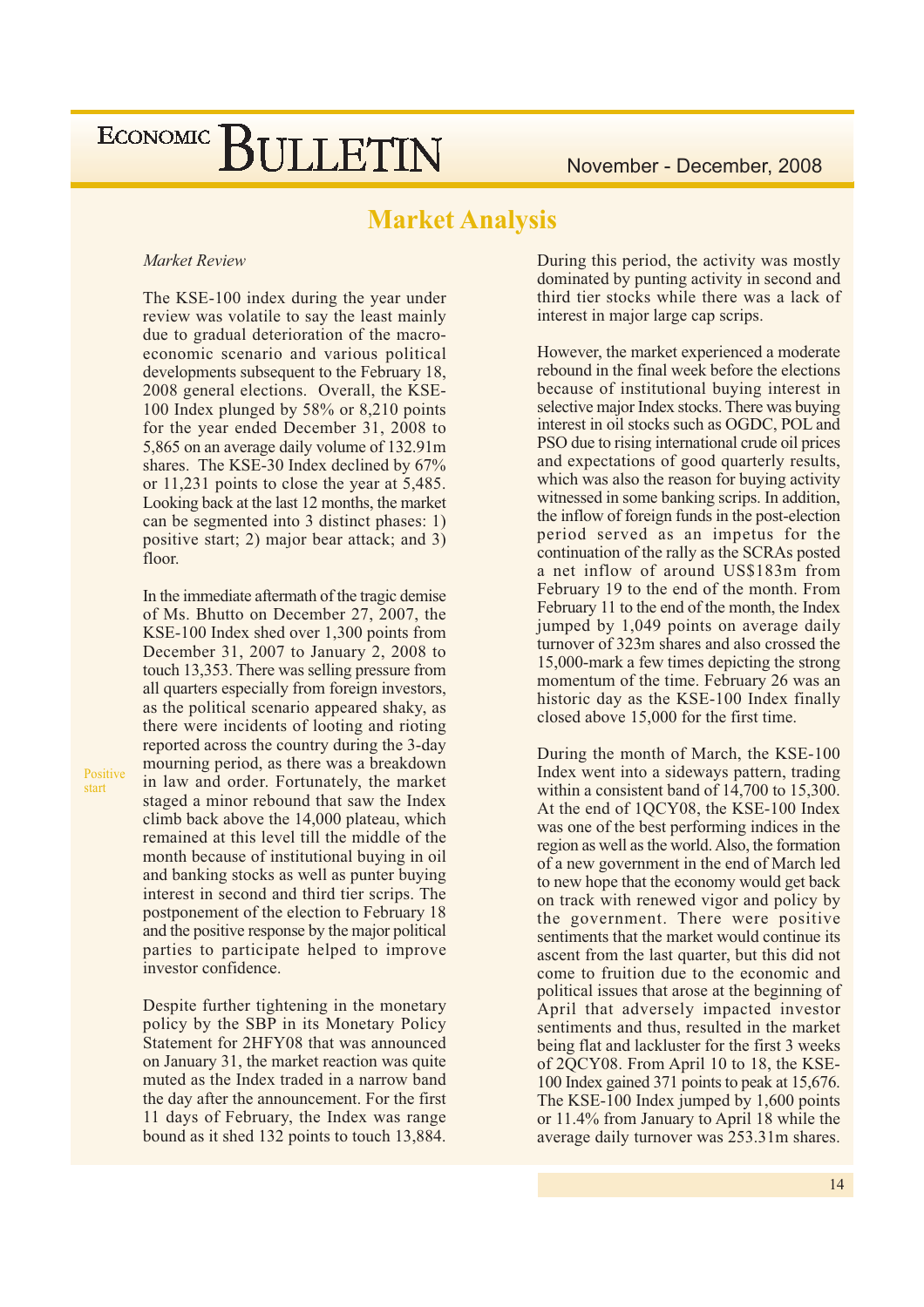## Market Analysis

*Market Review*

The KSE-100 index during the year under review was volatile to say the least mainly due to gradual deterioration of the macro-economic scenario and various political developments subsequent to the February 18, 2008 general elections. Overall, the KSE-100 Index plunged by 58% or 8,210 points for the year ended December 31, 2008 to 5,865 on an average daily volume of 132.91m shares. The KSE-30 Index declined by 67% or 11,231 points to close the year at 5,485. Looking back at the last 12 months, the market can be segmented into 3 distinct phases: 1) positive start; 2) major bear attack; and 3) floor.

Positive start

In the immediate aftermath of the tragic demise of Ms. Bhutto on December 27, 2007, the KSE-100 Index shed over 1,300 points from December 31, 2007 to January 2, 2008 to touch 13,353. There was selling pressure from all quarters especially from foreign investors, as the political scenario appeared shaky, as there were incidents of looting and rioting reported across the country during the 3-day mourning period, as there was a breakdown in law and order. Fortunately, the market staged a minor rebound that saw the Index climb back above the 14,000 plateau, which remained at this level till the middle of the month because of institutional buying in oil and banking stocks as well as punter buying interest in second and third tier scrips. The postponement of the election to February 18 and the positive response by the major political parties to participate helped to improve investor confidence.

Despite further tightening in the monetary policy by the SBP in its Monetary Policy Statement for 2HFY08 that was announced on January 31, the market reaction was quite muted as the Index traded in a narrow band the day after the announcement. For the first 11 days of February, the Index was range bound as it shed 132 points to touch 13,884. During this period, the activity was mostly dominated by punting activity in second and third tier stocks while there was a lack of interest in major large cap scrips.

However, the market experienced a moderate rebound in the final week before the elections because of institutional buying interest in selective major Index stocks. There was buying interest in oil stocks such as OGDC, POL and PSO due to rising international crude oil prices and expectations of good quarterly results, which was also the reason for buying activity witnessed in some banking scrips. In addition, the inflow of foreign funds in the post-election period served as an impetus for the continuation of the rally as the SCRAs posted a net inflow of around US$183m from February 19 to the end of the month. From February 11 to the end of the month, the Index jumped by 1,049 points on average daily turnover of 323m shares and also crossed the 15,000-mark a few times depicting the strong momentum of the time. February 26 was an historic day as the KSE-100 Index finally closed above 15,000 for the first time.

During the month of March, the KSE-100 Index went into a sideways pattern, trading within a consistent band of 14,700 to 15,300. At the end of 1QCY08, the KSE-100 Index was one of the best performing indices in the region as well as the world. Also, the formation of a new government in the end of March led to new hope that the economy would get back on track with renewed vigor and policy by the government. There were positive sentiments that the market would continue its ascent from the last quarter, but this did not come to fruition due to the economic and political issues that arose at the beginning of April that adversely impacted investor sentiments and thus, resulted in the market being flat and lackluster for the first 3 weeks of 2QCY08. From April 10 to 18, the KSE-100 Index gained 371 points to peak at 15,676. The KSE-100 Index jumped by 1,600 points or 11.4% from January to April 18 while the average daily turnover was 253.31m shares.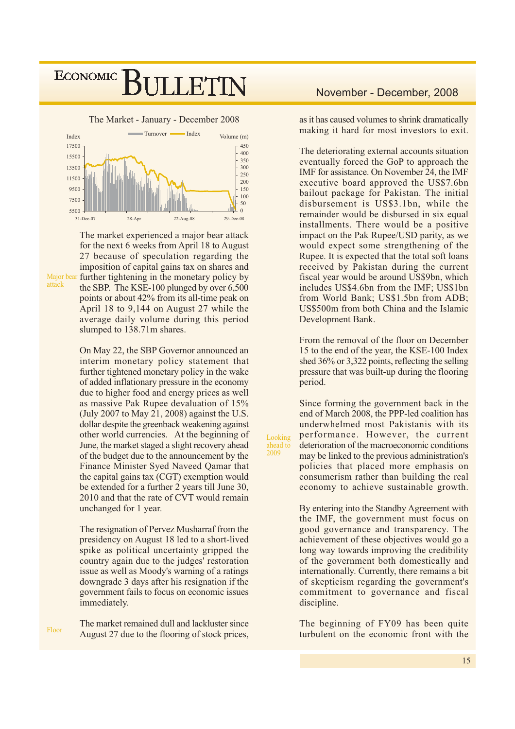The Market - January - December 2008

The market experienced a major bear attack for the next 6 weeks from April 18 to August 27 because of speculation regarding the imposition of capital gains tax on shares and further tightening in the monetary policy by the SBP. The KSE-100 plunged by over 6,500 points or about 42% from its all-time peak on April 18 to 9,144 on August 27 while the average daily volume during this period slumped to 138.71m shares.

On May 22, the SBP Governor announced an interim monetary policy statement that further tightened monetary policy in the wake of added inflationary pressure in the economy due to higher food and energy prices as well as massive Pak Rupee devaluation of 15% (July 2007 to May 21, 2008) against the U.S. dollar despite the greenback weakening against other world currencies. At the beginning of June, the market staged a slight recovery ahead of the budget due to the announcement by the Finance Minister Syed Naveed Qamar that the capital gains tax (CGT) exemption would be extended for a further 2 years till June 30, 2010 and that the rate of CVT would remain unchanged for 1 year.

The resignation of Pervez Musharraf from the presidency on August 18 led to a short-lived spike as political uncertainty gripped the country again due to the judges' restoration issue as well as Moody's warning of a ratings downgrade 3 days after his resignation if the government fails to focus on economic issues immediately.

The market remained dull and lackluster since August 27 due to the flooring of stock prices, as it has caused volumes to shrink dramatically making it hard for most investors to exit.

The deteriorating external accounts situation eventually forced the GoP to approach the IMF for assistance. On November 24, the IMF executive board approved the US$7.6bn bailout package for Pakistan. The initial disbursement is US$3.1bn, while the remainder would be disbursed in six equal installments. There would be a positive impact on the Pak Rupee/USD parity, as we would expect some strengthening of the Rupee. It is expected that the total soft loans received by Pakistan during the current fiscal year would be around US$9bn, which includes US$4.6bn from the IMF; US$1bn from World Bank; US$1.5bn from ADB; US$500m from both China and the Islamic Development Bank.

From the removal of the floor on December 15 to the end of the year, the KSE-100 Index shed 36% or 3,322 points, reflecting the selling pressure that was built-up during the flooring period.

Since forming the government back in the end of March 2008, the PPP-led coalition has underwhelmed most Pakistanis with its performance. However, the current deterioration of the macroeconomic conditions may be linked to the previous administration's policies that placed more emphasis on consumerism rather than building the real economy to achieve sustainable growth.

By entering into the Standby Agreement with the IMF, the government must focus on good governance and transparency. The achievement of these objectives would go a long way towards improving the credibility of the government both domestically and internationally. Currently, there remains a bit of skepticism regarding the government's commitment to governance and fiscal discipline.

The beginning of FY09 has been quite turbulent on the economic front with the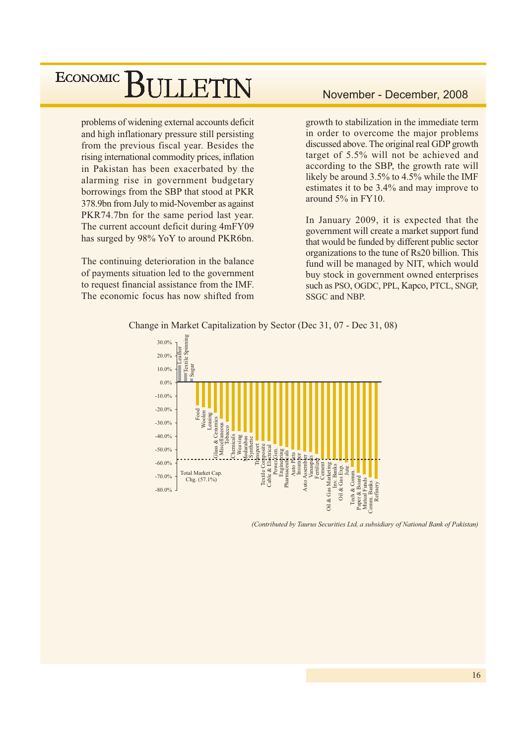problems of widening external accounts deficit and high inflationary pressure still persisting from the previous fiscal year. Besides the rising international commodity prices, inflation in Pakistan has been exacerbated by the alarming rise in government budgetary borrowings from the SBP that stood at PKR 378.9bn from July to mid-November as against PKR74.7bn for the same period last year. The current account deficit during 4mFY09 has surged by 98% YoY to around PKR6bn.

The continuing deterioration in the balance of payments situation led to the government to request financial assistance from the IMF. The economic focus has now shifted from growth to stabilization in the immediate term in order to overcome the major problems discussed above. The original real GDP growth target of 5.5% will not be achieved and according to the SBP, the growth rate will likely be around 3.5% to 4.5% while the IMF estimates it to be 3.4% and may improve to around 5% in FY10.

In January 2009, it is expected that the government will create a market support fund that would be funded by different public sector organizations to the tune of Rs20 billion. This fund will be managed by NIT, which would buy stock in government owned enterprises such as PSO, OGDC, PPL, Kapco, PTCL, SNGP, SSGC and NBP.

Change in Market Capitalization by Sector (Dec 31, 07 - Dec 31, 08)

Sectors shown (left to right): Leather, Textile Spinning, Sugar, Food, Woolen, Leasing, Glass & Ceramics, Miscellaneous, Tobacco, Chemicals, Weaving, Modarabas, Synthetic, Transport, Textile Composite, Cable & Electrical, Power Gen., Engineering, Pharmaceuticals, Auto Parts, Insurance, Auto Assembler, Vanaspati, Fertilizer, Cement, Oil & Gas Marketing, Inv. Banks, Oil & Gas Exp., Jute, Tech & Comm., Paper & Board, Mutual Funds, Comm. Banks, Refinery

Total Market Cap. Chg. (57.1%)

*(Contributed by Taurus Securities Ltd, a subsidiary of National Bank of Pakistan)*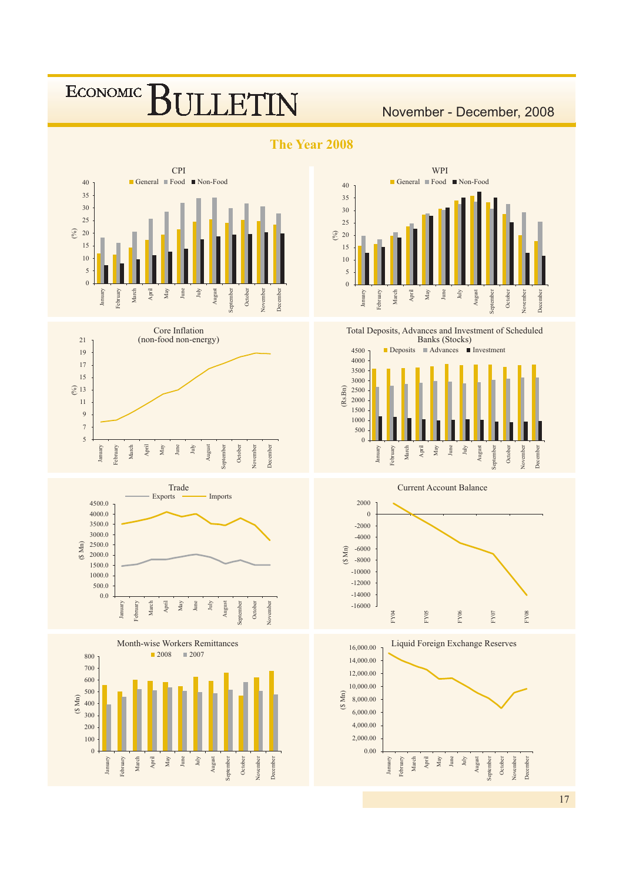## The Year 2008

**CPI**

General ■ Food ■ Non-Food

**WPI**

General ■ Food ■ Non-Food

**Core Inflation (non-food non-energy)**

**Total Deposits, Advances and Investment of Scheduled Banks (Stocks)**

Deposits ■ Advances ■ Investment

**Trade**

Exports — Imports

**Current Account Balance**

**Month-wise Workers Remittances**

2008 ■ 2007

**Liquid Foreign Exchange Reserves**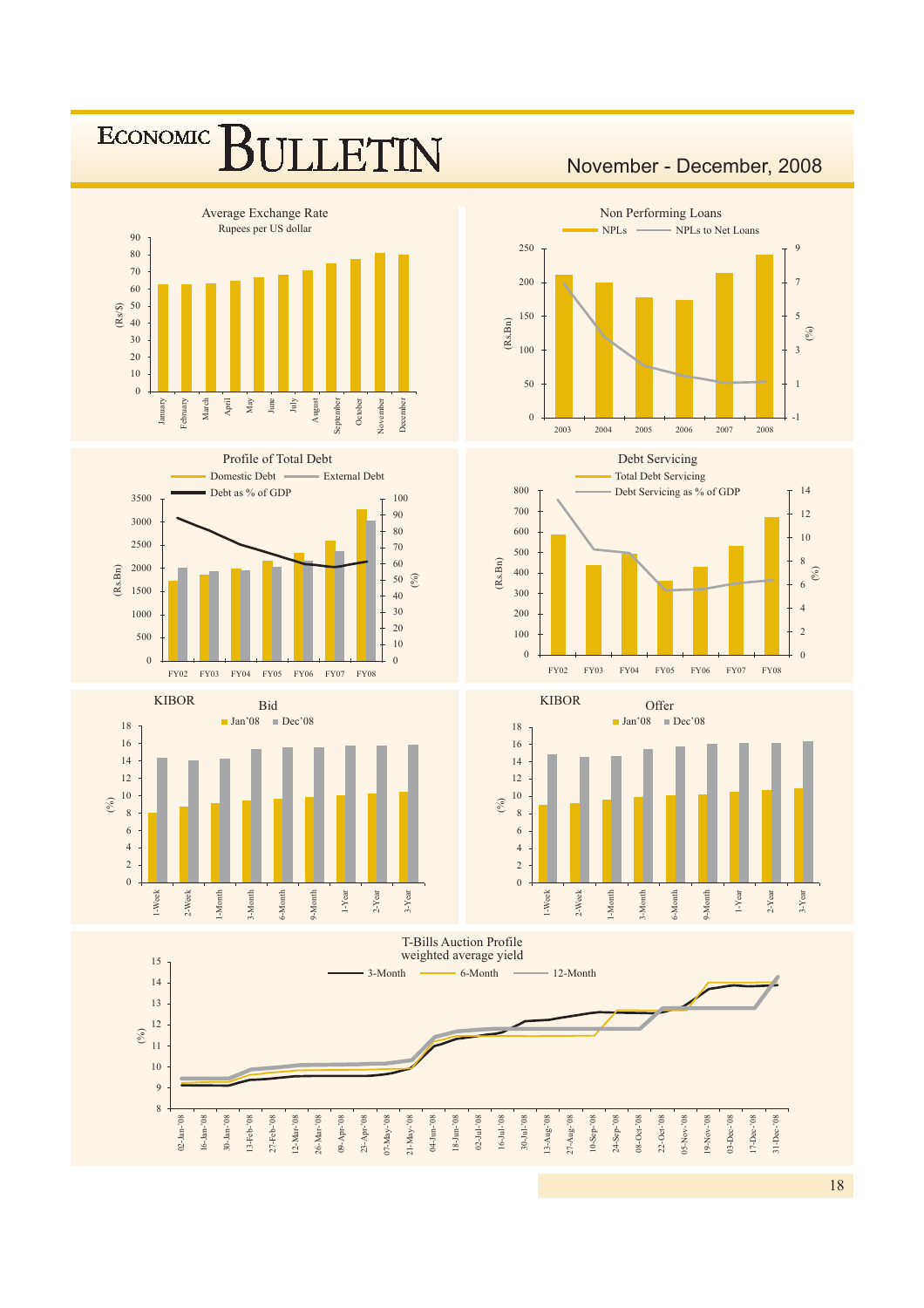# ECONOMIC BULLETIN

November - December, 2008

Average Exchange Rate
Rupees per US dollar

(Rs/$)

0, 10, 20, 30, 40, 50, 60, 70, 80, 90

January, February, March, April, May, June, July, August, September, October, November, December

Non Performing Loans

NPLs — NPLs to Net Loans

(Rs.Bn) 0, 50, 100, 150, 200, 250

(%) -1, 1, 3, 5, 7, 9

2003, 2004, 2005, 2006, 2007, 2008

Profile of Total Debt

Domestic Debt — External Debt — Debt as % of GDP

(Rs.Bn) 0, 500, 1000, 1500, 2000, 2500, 3000, 3500

(%) 0, 10, 20, 30, 40, 50, 60, 70, 80, 90, 100

FY02, FY03, FY04, FY05, FY06, FY07, FY08

Debt Servicing

Total Debt Servicing — Debt Servicing as % of GDP

(Rs.Bn) 0, 100, 200, 300, 400, 500, 600, 700, 800

(%) 0, 2, 4, 6, 8, 10, 12, 14

FY02, FY03, FY04, FY05, FY06, FY07, FY08

KIBOR

Bid

Jan'08 — Dec'08

(%) 0, 2, 4, 6, 8, 10, 12, 14, 16, 18

1-Week, 2-Week, 1-Month, 3-Month, 6-Month, 9-Month, 1-Year, 2-Year, 3-Year

KIBOR

Offer

Jan'08 — Dec'08

(%) 0, 2, 4, 6, 8, 10, 12, 14, 16, 18

1-Week, 2-Week, 1-Month, 3-Month, 6-Month, 9-Month, 1-Year, 2-Year, 3-Year

T-Bills Auction Profile
weighted average yield

3-Month — 6-Month — 12-Month

(%) 8, 9, 10, 11, 12, 13, 14, 15

02-Jan-'08, 16-Jan-'08, 30-Jan-'08, 13-Feb-'08, 27-Feb-'08, 12-Mar-'08, 26-Mar-'08, 09-Apr-'08, 23-Apr-'08, 07-May-'08, 21-May-'08, 04-Jun-'08, 18-Jun-'08, 02-Jul-'08, 16-Jul-'08, 30-Jul-'08, 13-Aug-'08, 27-Aug-'08, 10-Sep-'08, 24-Sep-'08, 08-Oct-'08, 22-Oct-'08, 05-Nov-'08, 19-Nov-'08, 03-Dec-'08, 17-Dec-'08, 31-Dec-'08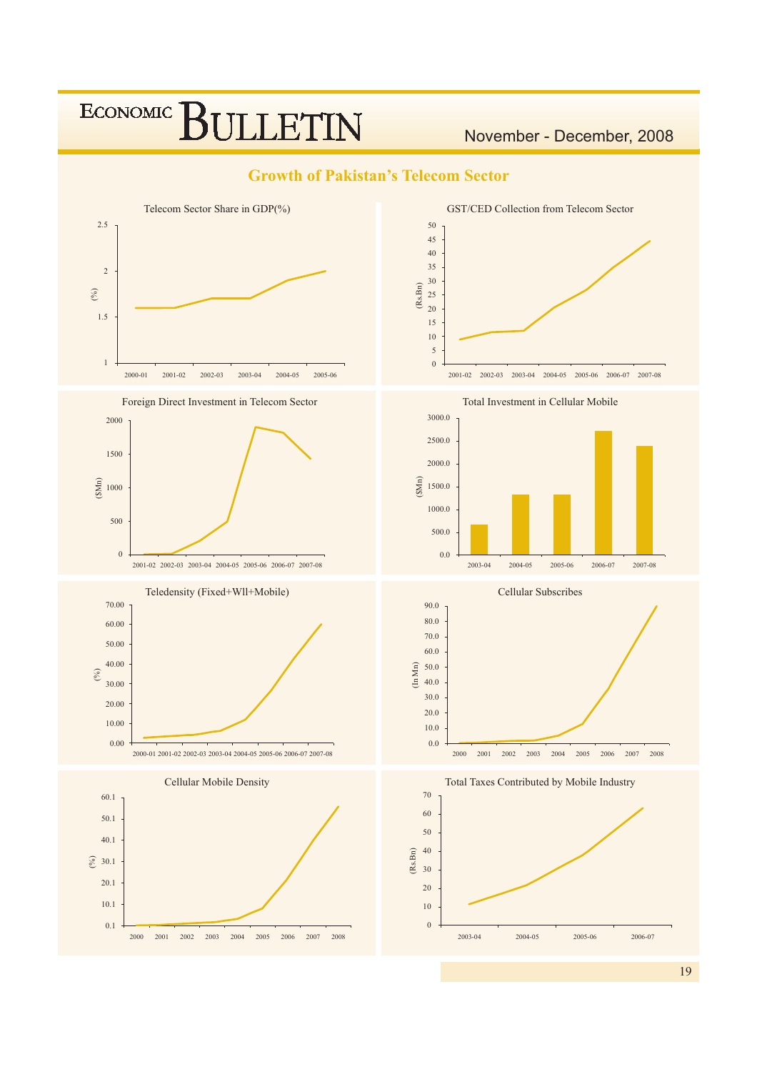## Growth of Pakistan's Telecom Sector

Telecom Sector Share in GDP(%)

GST/CED Collection from Telecom Sector

Foreign Direct Investment in Telecom Sector

Total Investment in Cellular Mobile

Teledensity (Fixed+Wll+Mobile)

Cellular Subscribes

Cellular Mobile Density

Total Taxes Contributed by Mobile Industry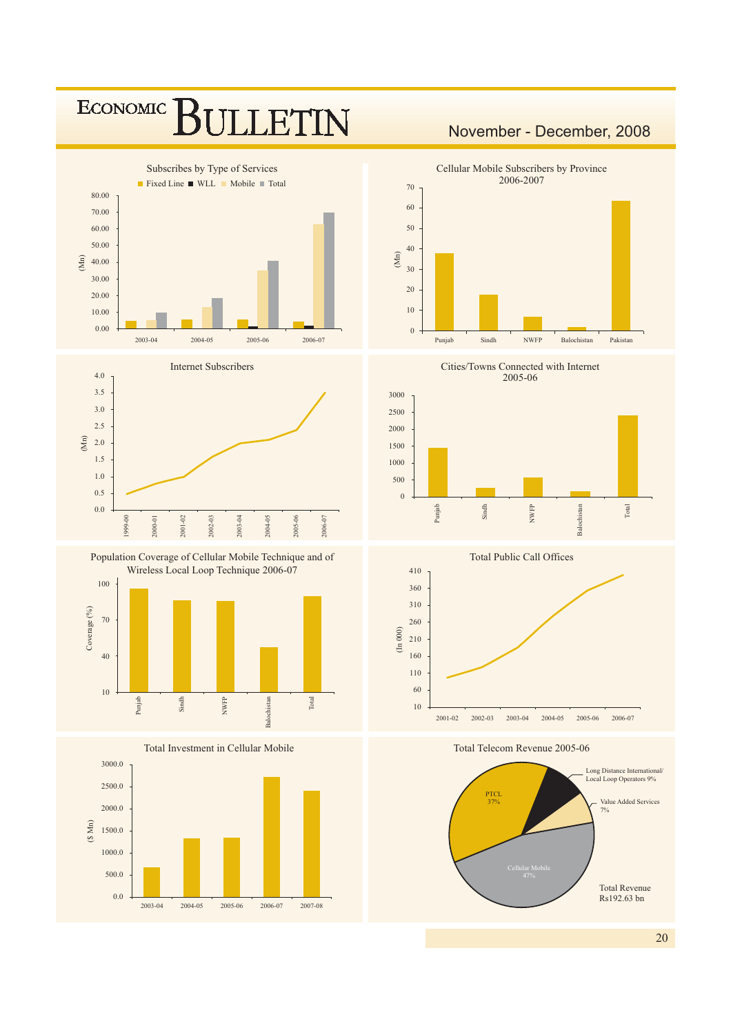Subscribes by Type of Services

Fixed Line ■ WLL ■ Mobile ■ Total

(Mn)

80.00
70.00
60.00
50.00
40.00
30.00
20.00
10.00
0.00

2003-04 2004-05 2005-06 2006-07

Cellular Mobile Subscribers by Province 2006-2007

(Mn)

70
60
50
40
30
20
10
0

Punjab Sindh NWFP Balochistan Pakistan

Internet Subscribers

(Mn)

4.0
3.5
3.0
2.5
2.0
1.5
1.0
0.5
0.0

1999-00 2000-01 2001-02 2002-03 2003-04 2004-05 2005-06 2006-07

Cities/Towns Connected with Internet 2005-06

3000
2500
2000
1500
1000
500
0

Punjab Sindh NWFP Balochistan Total

Population Coverage of Cellular Mobile Technique and of Wireless Local Loop Technique 2006-07

Coverage (%)

100
70
40
10

Punjab Sindh NWFP Balochistan Total

Total Public Call Offices

(In 000)

410
360
310
260
210
160
110
60
10

2001-02 2002-03 2003-04 2004-05 2005-06 2006-07

Total Investment in Cellular Mobile

($ Mn)

3000.0
2500.0
2000.0
1500.0
1000.0
500.0
0.0

2003-04 2004-05 2005-06 2006-07 2007-08

Total Telecom Revenue 2005-06

PTCL 37%

Long Distance International/ Local Loop Operators 9%

Value Added Services 7%

Cellular Mobile 47%

Total Revenue Rs192.63 bn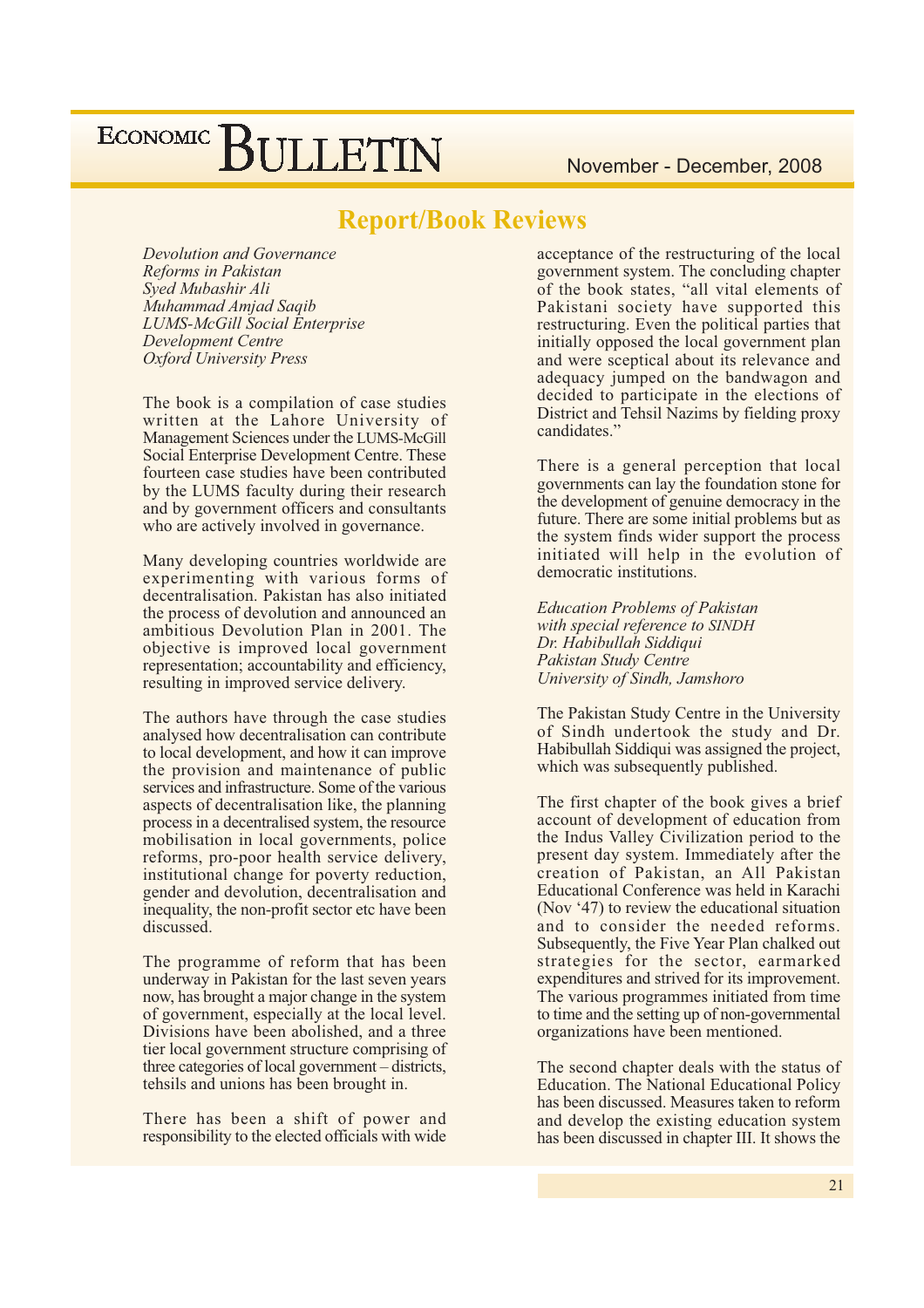## Report/Book Reviews

*Devolution and Governance Reforms in Pakistan*
*Syed Mubashir Ali*
*Muhammad Amjad Saqib*
*LUMS-McGill Social Enterprise Development Centre*
*Oxford University Press*

The book is a compilation of case studies written at the Lahore University of Management Sciences under the LUMS-McGill Social Enterprise Development Centre. These fourteen case studies have been contributed by the LUMS faculty during their research and by government officers and consultants who are actively involved in governance.

Many developing countries worldwide are experimenting with various forms of decentralisation. Pakistan has also initiated the process of devolution and announced an ambitious Devolution Plan in 2001. The objective is improved local government representation; accountability and efficiency, resulting in improved service delivery.

The authors have through the case studies analysed how decentralisation can contribute to local development, and how it can improve the provision and maintenance of public services and infrastructure. Some of the various aspects of decentralisation like, the planning process in a decentralised system, the resource mobilisation in local governments, police reforms, pro-poor health service delivery, institutional change for poverty reduction, gender and devolution, decentralisation and inequality, the non-profit sector etc have been discussed.

The programme of reform that has been underway in Pakistan for the last seven years now, has brought a major change in the system of government, especially at the local level. Divisions have been abolished, and a three tier local government structure comprising of three categories of local government – districts, tehsils and unions has been brought in.

There has been a shift of power and responsibility to the elected officials with wide acceptance of the restructuring of the local government system. The concluding chapter of the book states, "all vital elements of Pakistani society have supported this restructuring. Even the political parties that initially opposed the local government plan and were sceptical about its relevance and adequacy jumped on the bandwagon and decided to participate in the elections of District and Tehsil Nazims by fielding proxy candidates."

There is a general perception that local governments can lay the foundation stone for the development of genuine democracy in the future. There are some initial problems but as the system finds wider support the process initiated will help in the evolution of democratic institutions.

*Education Problems of Pakistan with special reference to SINDH*
*Dr. Habibullah Siddiqui*
*Pakistan Study Centre*
*University of Sindh, Jamshoro*

The Pakistan Study Centre in the University of Sindh undertook the study and Dr. Habibullah Siddiqui was assigned the project, which was subsequently published.

The first chapter of the book gives a brief account of development of education from the Indus Valley Civilization period to the present day system. Immediately after the creation of Pakistan, an All Pakistan Educational Conference was held in Karachi (Nov '47) to review the educational situation and to consider the needed reforms. Subsequently, the Five Year Plan chalked out strategies for the sector, earmarked expenditures and strived for its improvement. The various programmes initiated from time to time and the setting up of non-governmental organizations have been mentioned.

The second chapter deals with the status of Education. The National Educational Policy has been discussed. Measures taken to reform and develop the existing education system has been discussed in chapter III. It shows the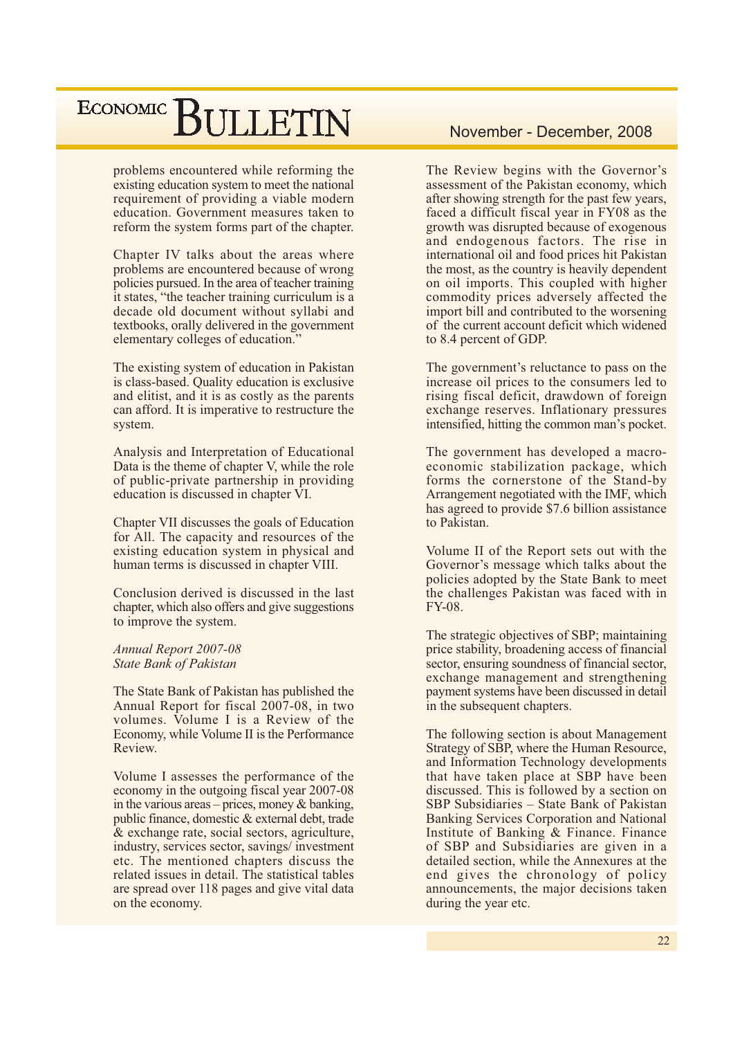problems encountered while reforming the existing education system to meet the national requirement of providing a viable modern education. Government measures taken to reform the system forms part of the chapter.

Chapter IV talks about the areas where problems are encountered because of wrong policies pursued. In the area of teacher training it states, "the teacher training curriculum is a decade old document without syllabi and textbooks, orally delivered in the government elementary colleges of education."

The existing system of education in Pakistan is class-based. Quality education is exclusive and elitist, and it is as costly as the parents can afford. It is imperative to restructure the system.

Analysis and Interpretation of Educational Data is the theme of chapter V, while the role of public-private partnership in providing education is discussed in chapter VI.

Chapter VII discusses the goals of Education for All. The capacity and resources of the existing education system in physical and human terms is discussed in chapter VIII.

Conclusion derived is discussed in the last chapter, which also offers and give suggestions to improve the system.

*Annual Report 2007-08*
*State Bank of Pakistan*

The State Bank of Pakistan has published the Annual Report for fiscal 2007-08, in two volumes. Volume I is a Review of the Economy, while Volume II is the Performance Review.

Volume I assesses the performance of the economy in the outgoing fiscal year 2007-08 in the various areas – prices, money & banking, public finance, domestic & external debt, trade & exchange rate, social sectors, agriculture, industry, services sector, savings/ investment etc. The mentioned chapters discuss the related issues in detail. The statistical tables are spread over 118 pages and give vital data on the economy.

The Review begins with the Governor's assessment of the Pakistan economy, which after showing strength for the past few years, faced a difficult fiscal year in FY08 as the growth was disrupted because of exogenous and endogenous factors. The rise in international oil and food prices hit Pakistan the most, as the country is heavily dependent on oil imports. This coupled with higher commodity prices adversely affected the import bill and contributed to the worsening of the current account deficit which widened to 8.4 percent of GDP.

The government's reluctance to pass on the increase oil prices to the consumers led to rising fiscal deficit, drawdown of foreign exchange reserves. Inflationary pressures intensified, hitting the common man's pocket.

The government has developed a macro-economic stabilization package, which forms the cornerstone of the Stand-by Arrangement negotiated with the IMF, which has agreed to provide $7.6 billion assistance to Pakistan.

Volume II of the Report sets out with the Governor's message which talks about the policies adopted by the State Bank to meet the challenges Pakistan was faced with in FY-08.

The strategic objectives of SBP; maintaining price stability, broadening access of financial sector, ensuring soundness of financial sector, exchange management and strengthening payment systems have been discussed in detail in the subsequent chapters.

The following section is about Management Strategy of SBP, where the Human Resource, and Information Technology developments that have taken place at SBP have been discussed. This is followed by a section on SBP Subsidiaries – State Bank of Pakistan Banking Services Corporation and National Institute of Banking & Finance. Finance of SBP and Subsidiaries are given in a detailed section, while the Annexures at the end gives the chronology of policy announcements, the major decisions taken during the year etc.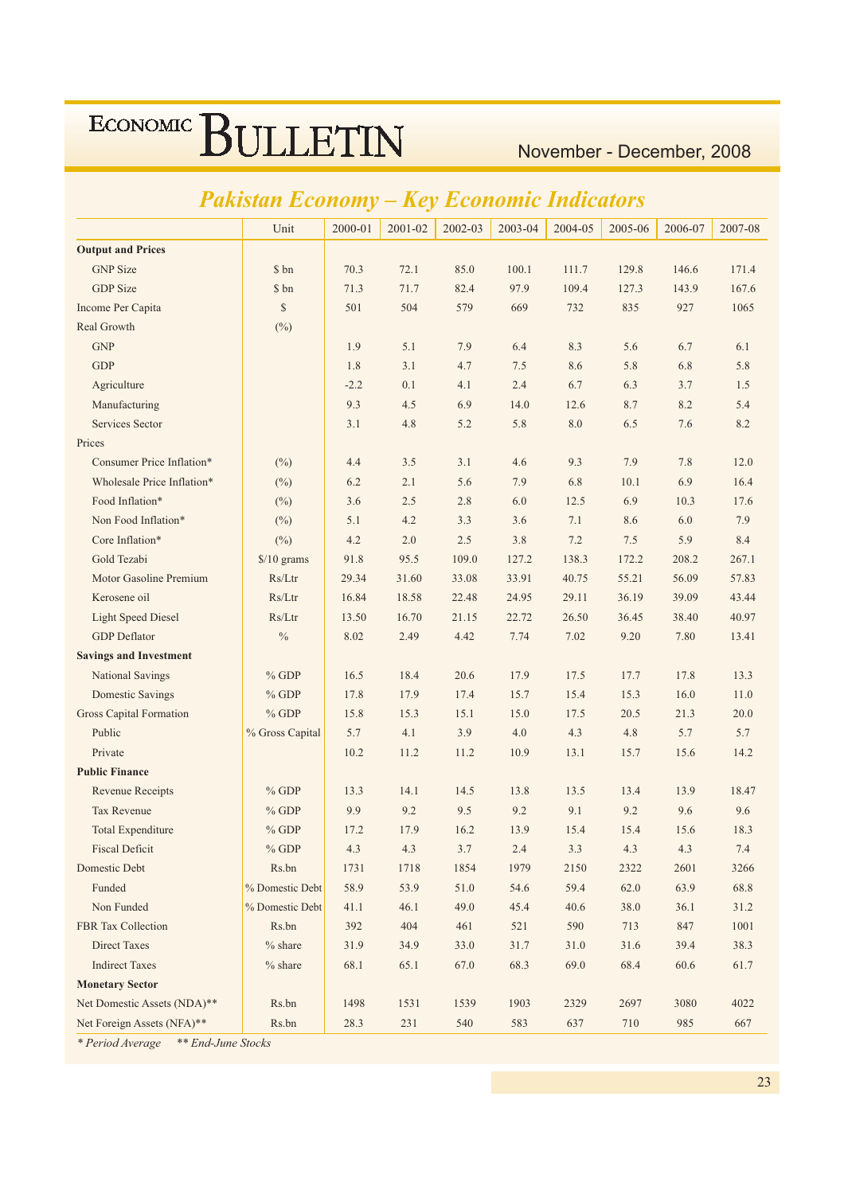## Pakistan Economy – Key Economic Indicators

| | Unit | 2000-01 | 2001-02 | 2002-03 | 2003-04 | 2004-05 | 2005-06 | 2006-07 | 2007-08 |
|---|---|---|---|---|---|---|---|---|---|
| **Output and Prices** | | | | | | | | | |
| GNP Size | $ bn | 70.3 | 72.1 | 85.0 | 100.1 | 111.7 | 129.8 | 146.6 | 171.4 |
| GDP Size | $ bn | 71.3 | 71.7 | 82.4 | 97.9 | 109.4 | 127.3 | 143.9 | 167.6 |
| Income Per Capita | $ | 501 | 504 | 579 | 669 | 732 | 835 | 927 | 1065 |
| Real Growth | (%) | | | | | | | | |
| GNP | | 1.9 | 5.1 | 7.9 | 6.4 | 8.3 | 5.6 | 6.7 | 6.1 |
| GDP | | 1.8 | 3.1 | 4.7 | 7.5 | 8.6 | 5.8 | 6.8 | 5.8 |
| Agriculture | | -2.2 | 0.1 | 4.1 | 2.4 | 6.7 | 6.3 | 3.7 | 1.5 |
| Manufacturing | | 9.3 | 4.5 | 6.9 | 14.0 | 12.6 | 8.7 | 8.2 | 5.4 |
| Services Sector | | 3.1 | 4.8 | 5.2 | 5.8 | 8.0 | 6.5 | 7.6 | 8.2 |
| Prices | | | | | | | | | |
| Consumer Price Inflation* | (%) | 4.4 | 3.5 | 3.1 | 4.6 | 9.3 | 7.9 | 7.8 | 12.0 |
| Wholesale Price Inflation* | (%) | 6.2 | 2.1 | 5.6 | 7.9 | 6.8 | 10.1 | 6.9 | 16.4 |
| Food Inflation* | (%) | 3.6 | 2.5 | 2.8 | 6.0 | 12.5 | 6.9 | 10.3 | 17.6 |
| Non Food Inflation* | (%) | 5.1 | 4.2 | 3.3 | 3.6 | 7.1 | 8.6 | 6.0 | 7.9 |
| Core Inflation* | (%) | 4.2 | 2.0 | 2.5 | 3.8 | 7.2 | 7.5 | 5.9 | 8.4 |
| Gold Tezabi | $/10 grams | 91.8 | 95.5 | 109.0 | 127.2 | 138.3 | 172.2 | 208.2 | 267.1 |
| Motor Gasoline Premium | Rs/Ltr | 29.34 | 31.60 | 33.08 | 33.91 | 40.75 | 55.21 | 56.09 | 57.83 |
| Kerosene oil | Rs/Ltr | 16.84 | 18.58 | 22.48 | 24.95 | 29.11 | 36.19 | 39.09 | 43.44 |
| Light Speed Diesel | Rs/Ltr | 13.50 | 16.70 | 21.15 | 22.72 | 26.50 | 36.45 | 38.40 | 40.97 |
| GDP Deflator | % | 8.02 | 2.49 | 4.42 | 7.74 | 7.02 | 9.20 | 7.80 | 13.41 |
| **Savings and Investment** | | | | | | | | | |
| National Savings | % GDP | 16.5 | 18.4 | 20.6 | 17.9 | 17.5 | 17.7 | 17.8 | 13.3 |
| Domestic Savings | % GDP | 17.8 | 17.9 | 17.4 | 15.7 | 15.4 | 15.3 | 16.0 | 11.0 |
| Gross Capital Formation | % GDP | 15.8 | 15.3 | 15.1 | 15.0 | 17.5 | 20.5 | 21.3 | 20.0 |
| Public | % Gross Capital | 5.7 | 4.1 | 3.9 | 4.0 | 4.3 | 4.8 | 5.7 | 5.7 |
| Private | | 10.2 | 11.2 | 11.2 | 10.9 | 13.1 | 15.7 | 15.6 | 14.2 |
| **Public Finance** | | | | | | | | | |
| Revenue Receipts | % GDP | 13.3 | 14.1 | 14.5 | 13.8 | 13.5 | 13.4 | 13.9 | 18.47 |
| Tax Revenue | % GDP | 9.9 | 9.2 | 9.5 | 9.2 | 9.1 | 9.2 | 9.6 | 9.6 |
| Total Expenditure | % GDP | 17.2 | 17.9 | 16.2 | 13.9 | 15.4 | 15.4 | 15.6 | 18.3 |
| Fiscal Deficit | % GDP | 4.3 | 4.3 | 3.7 | 2.4 | 3.3 | 4.3 | 4.3 | 7.4 |
| Domestic Debt | Rs.bn | 1731 | 1718 | 1854 | 1979 | 2150 | 2322 | 2601 | 3266 |
| Funded | % Domestic Debt | 58.9 | 53.9 | 51.0 | 54.6 | 59.4 | 62.0 | 63.9 | 68.8 |
| Non Funded | % Domestic Debt | 41.1 | 46.1 | 49.0 | 45.4 | 40.6 | 38.0 | 36.1 | 31.2 |
| FBR Tax Collection | Rs.bn | 392 | 404 | 461 | 521 | 590 | 713 | 847 | 1001 |
| Direct Taxes | % share | 31.9 | 34.9 | 33.0 | 31.7 | 31.0 | 31.6 | 39.4 | 38.3 |
| Indirect Taxes | % share | 68.1 | 65.1 | 67.0 | 68.3 | 69.0 | 68.4 | 60.6 | 61.7 |
| **Monetary Sector** | | | | | | | | | |
| Net Domestic Assets (NDA)** | Rs.bn | 1498 | 1531 | 1539 | 1903 | 2329 | 2697 | 3080 | 4022 |
| Net Foreign Assets (NFA)** | Rs.bn | 28.3 | 231 | 540 | 583 | 637 | 710 | 985 | 667 |

*\* Period Average   \*\* End-June Stocks*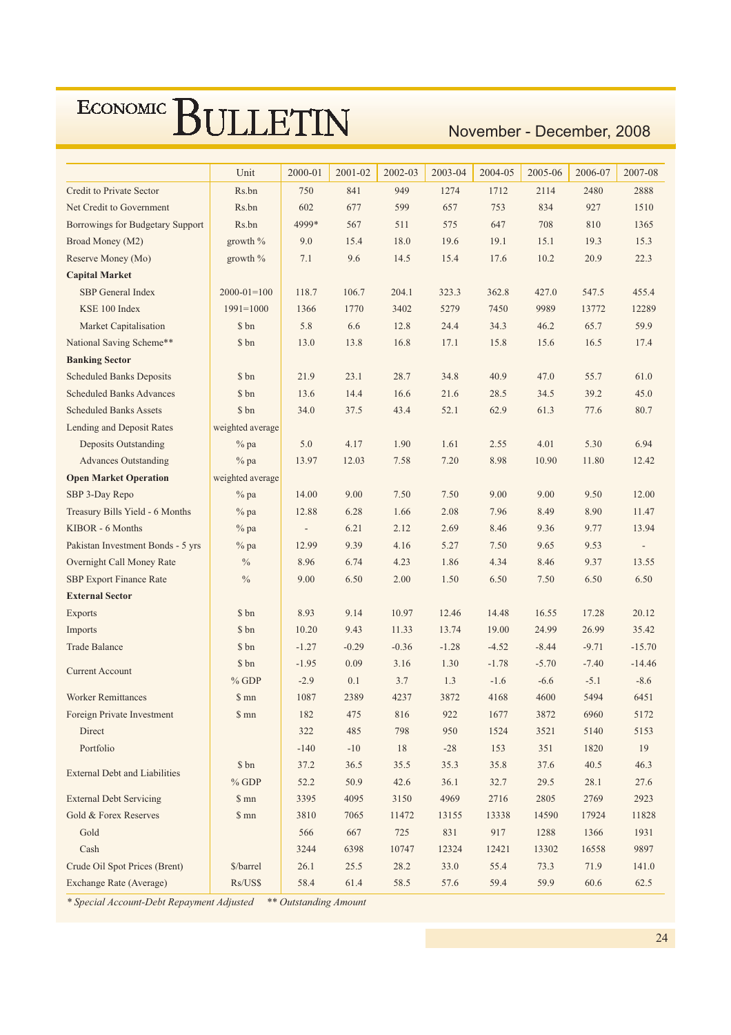| | Unit | 2000-01 | 2001-02 | 2002-03 | 2003-04 | 2004-05 | 2005-06 | 2006-07 | 2007-08 |
|---|---|---|---|---|---|---|---|---|---|
| Credit to Private Sector | Rs.bn | 750 | 841 | 949 | 1274 | 1712 | 2114 | 2480 | 2888 |
| Net Credit to Government | Rs.bn | 602 | 677 | 599 | 657 | 753 | 834 | 927 | 1510 |
| Borrowings for Budgetary Support | Rs.bn | 4999* | 567 | 511 | 575 | 647 | 708 | 810 | 1365 |
| Broad Money (M2) | growth % | 9.0 | 15.4 | 18.0 | 19.6 | 19.1 | 15.1 | 19.3 | 15.3 |
| Reserve Money (Mo) | growth % | 7.1 | 9.6 | 14.5 | 15.4 | 17.6 | 10.2 | 20.9 | 22.3 |
| **Capital Market** | | | | | | | | | |
| SBP General Index | 2000-01=100 | 118.7 | 106.7 | 204.1 | 323.3 | 362.8 | 427.0 | 547.5 | 455.4 |
| KSE 100 Index | 1991=1000 | 1366 | 1770 | 3402 | 5279 | 7450 | 9989 | 13772 | 12289 |
| Market Capitalisation | $ bn | 5.8 | 6.6 | 12.8 | 24.4 | 34.3 | 46.2 | 65.7 | 59.9 |
| National Saving Scheme** | $ bn | 13.0 | 13.8 | 16.8 | 17.1 | 15.8 | 15.6 | 16.5 | 17.4 |
| **Banking Sector** | | | | | | | | | |
| Scheduled Banks Deposits | $ bn | 21.9 | 23.1 | 28.7 | 34.8 | 40.9 | 47.0 | 55.7 | 61.0 |
| Scheduled Banks Advances | $ bn | 13.6 | 14.4 | 16.6 | 21.6 | 28.5 | 34.5 | 39.2 | 45.0 |
| Scheduled Banks Assets | $ bn | 34.0 | 37.5 | 43.4 | 52.1 | 62.9 | 61.3 | 77.6 | 80.7 |
| Lending and Deposit Rates | weighted average | | | | | | | | |
| Deposits Outstanding | % pa | 5.0 | 4.17 | 1.90 | 1.61 | 2.55 | 4.01 | 5.30 | 6.94 |
| Advances Outstanding | % pa | 13.97 | 12.03 | 7.58 | 7.20 | 8.98 | 10.90 | 11.80 | 12.42 |
| **Open Market Operation** | weighted average | | | | | | | | |
| SBP 3-Day Repo | % pa | 14.00 | 9.00 | 7.50 | 7.50 | 9.00 | 9.00 | 9.50 | 12.00 |
| Treasury Bills Yield - 6 Months | % pa | 12.88 | 6.28 | 1.66 | 2.08 | 7.96 | 8.49 | 8.90 | 11.47 |
| KIBOR - 6 Months | % pa | - | 6.21 | 2.12 | 2.69 | 8.46 | 9.36 | 9.77 | 13.94 |
| Pakistan Investment Bonds - 5 yrs | % pa | 12.99 | 9.39 | 4.16 | 5.27 | 7.50 | 9.65 | 9.53 | - |
| Overnight Call Money Rate | % | 8.96 | 6.74 | 4.23 | 1.86 | 4.34 | 8.46 | 9.37 | 13.55 |
| SBP Export Finance Rate | % | 9.00 | 6.50 | 2.00 | 1.50 | 6.50 | 7.50 | 6.50 | 6.50 |
| **External Sector** | | | | | | | | | |
| Exports | $ bn | 8.93 | 9.14 | 10.97 | 12.46 | 14.48 | 16.55 | 17.28 | 20.12 |
| Imports | $ bn | 10.20 | 9.43 | 11.33 | 13.74 | 19.00 | 24.99 | 26.99 | 35.42 |
| Trade Balance | $ bn | -1.27 | -0.29 | -0.36 | -1.28 | -4.52 | -8.44 | -9.71 | -15.70 |
| Current Account | $ bn | -1.95 | 0.09 | 3.16 | 1.30 | -1.78 | -5.70 | -7.40 | -14.46 |
| | % GDP | -2.9 | 0.1 | 3.7 | 1.3 | -1.6 | -6.6 | -5.1 | -8.6 |
| Worker Remittances | $ mn | 1087 | 2389 | 4237 | 3872 | 4168 | 4600 | 5494 | 6451 |
| Foreign Private Investment | $ mn | 182 | 475 | 816 | 922 | 1677 | 3872 | 6960 | 5172 |
| Direct | | 322 | 485 | 798 | 950 | 1524 | 3521 | 5140 | 5153 |
| Portfolio | | -140 | -10 | 18 | -28 | 153 | 351 | 1820 | 19 |
| External Debt and Liabilities | $ bn | 37.2 | 36.5 | 35.5 | 35.3 | 35.8 | 37.6 | 40.5 | 46.3 |
| | % GDP | 52.2 | 50.9 | 42.6 | 36.1 | 32.7 | 29.5 | 28.1 | 27.6 |
| External Debt Servicing | $ mn | 3395 | 4095 | 3150 | 4969 | 2716 | 2805 | 2769 | 2923 |
| Gold & Forex Reserves | $ mn | 3810 | 7065 | 11472 | 13155 | 13338 | 14590 | 17924 | 11828 |
| Gold | | 566 | 667 | 725 | 831 | 917 | 1288 | 1366 | 1931 |
| Cash | | 3244 | 6398 | 10747 | 12324 | 12421 | 13302 | 16558 | 9897 |
| Crude Oil Spot Prices (Brent) | $/barrel | 26.1 | 25.5 | 28.2 | 33.0 | 55.4 | 73.3 | 71.9 | 141.0 |
| Exchange Rate (Average) | Rs/US$ | 58.4 | 61.4 | 58.5 | 57.6 | 59.4 | 59.9 | 60.6 | 62.5 |

*\* Special Account-Debt Repayment Adjusted* *\*\* Outstanding Amount*